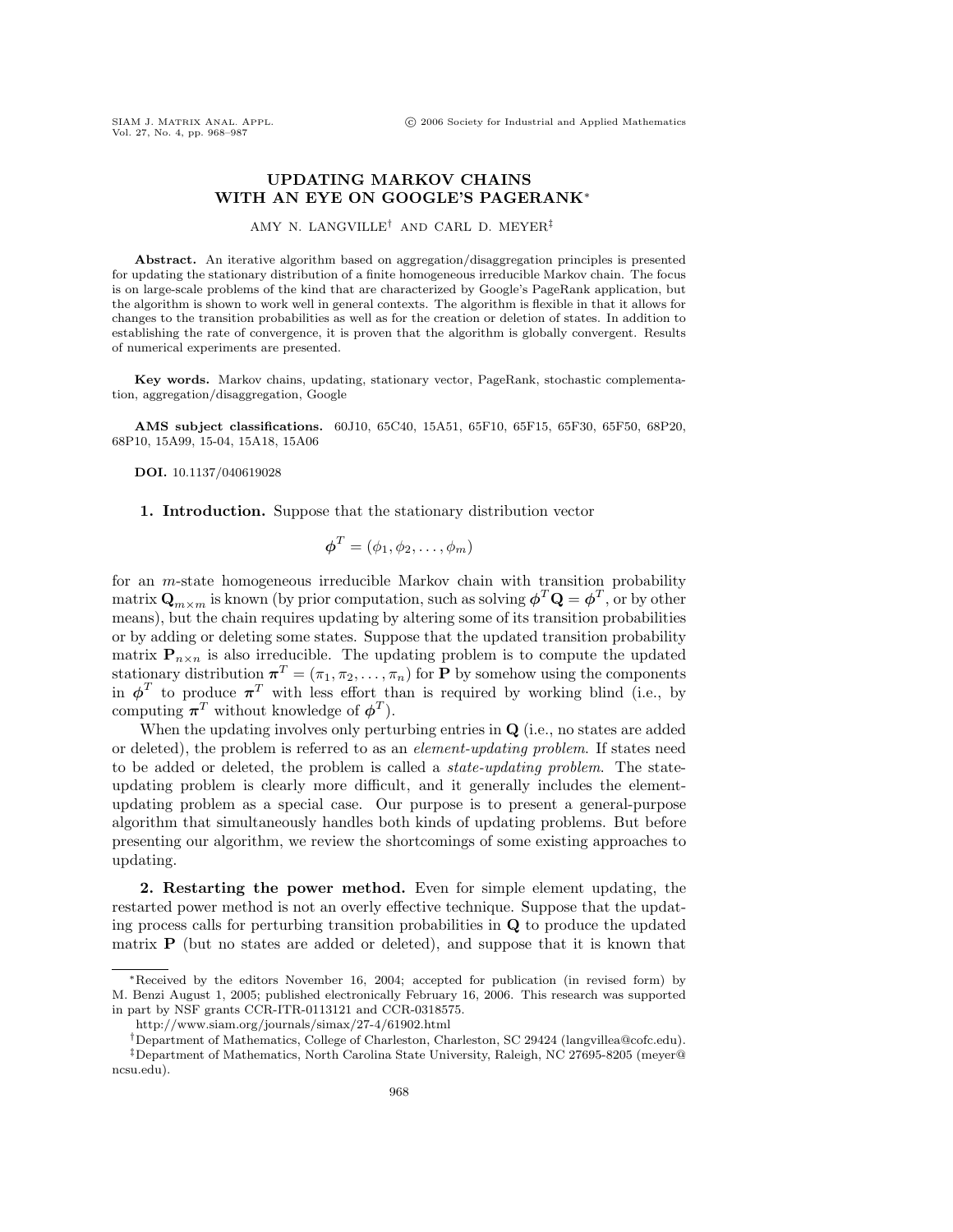# UPDATING MARKOV CHAINS WITH AN EYE ON GOOGLE'S PAGERANK*

AMY N. LANGVILLE[†] AND CARL D. MEYER[‡]

**Abstract.** An iterative algorithm based on aggregation/disaggregation principles is presented for updating the stationary distribution of a finite homogeneous irreducible Markov chain. The focus is on large-scale problems of the kind that are characterized by Google's PageRank application, but the algorithm is shown to work well in general contexts. The algorithm is flexible in that it allows for changes to the transition probabilities as well as for the creation or deletion of states. In addition to establishing the rate of convergence, it is proven that the algorithm is globally convergent. Results of numerical experiments are presented.

**Key words.** Markov chains, updating, stationary vector, PageRank, stochastic complementation, aggregation/disaggregation, Google

**AMS subject classifications.** 60J10, 65C40, 15A51, 65F10, 65F15, 65F30, 65F50, 68P20, 68P10, 15A99, 15-04, 15A18, 15A06

**DOI.** 10.1137/040619028

## 1. Introduction.

Suppose that the stationary distribution vector

$$\boldsymbol{\phi}^T = (\phi_1, \phi_2, \ldots, \phi_m)$$

for an $m$-state homogeneous irreducible Markov chain with transition probability matrix $\mathbf{Q}_{m\times m}$ is known (by prior computation, such as solving $\boldsymbol{\phi}^T\mathbf{Q} = \boldsymbol{\phi}^T$, or by other means), but the chain requires updating by altering some of its transition probabilities or by adding or deleting some states. Suppose that the updated transition probability matrix $\mathbf{P}_{n\times n}$ is also irreducible. The updating problem is to compute the updated stationary distribution $\boldsymbol{\pi}^T = (\pi_1, \pi_2, \ldots, \pi_n)$ for $\mathbf{P}$ by somehow using the components in $\boldsymbol{\phi}^T$ to produce $\boldsymbol{\pi}^T$ with less effort than is required by working blind (i.e., by computing $\boldsymbol{\pi}^T$ without knowledge of $\boldsymbol{\phi}^T$).

When the updating involves only perturbing entries in $\mathbf{Q}$ (i.e., no states are added or deleted), the problem is referred to as an *element-updating problem*. If states need to be added or deleted, the problem is called a *state-updating problem*. The state-updating problem is clearly more difficult, and it generally includes the element-updating problem as a special case. Our purpose is to present a general-purpose algorithm that simultaneously handles both kinds of updating problems. But before presenting our algorithm, we review the shortcomings of some existing approaches to updating.

## 2. Restarting the power method.

Even for simple element updating, the restarted power method is not an overly effective technique. Suppose that the updating process calls for perturbing transition probabilities in $\mathbf{Q}$ to produce the updated matrix $\mathbf{P}$ (but no states are added or deleted), and suppose that it is known that

*Received by the editors November 16, 2004; accepted for publication (in revised form) by M. Benzi August 1, 2005; published electronically February 16, 2006. This research was supported in part by NSF grants CCR-ITR-0113121 and CCR-0318575.

http://www.siam.org/journals/simax/27-4/61902.html

[†]Department of Mathematics, College of Charleston, Charleston, SC 29424 (langvillea@cofc.edu).

[‡]Department of Mathematics, North Carolina State University, Raleigh, NC 27695-8205 (meyer@ncsu.edu).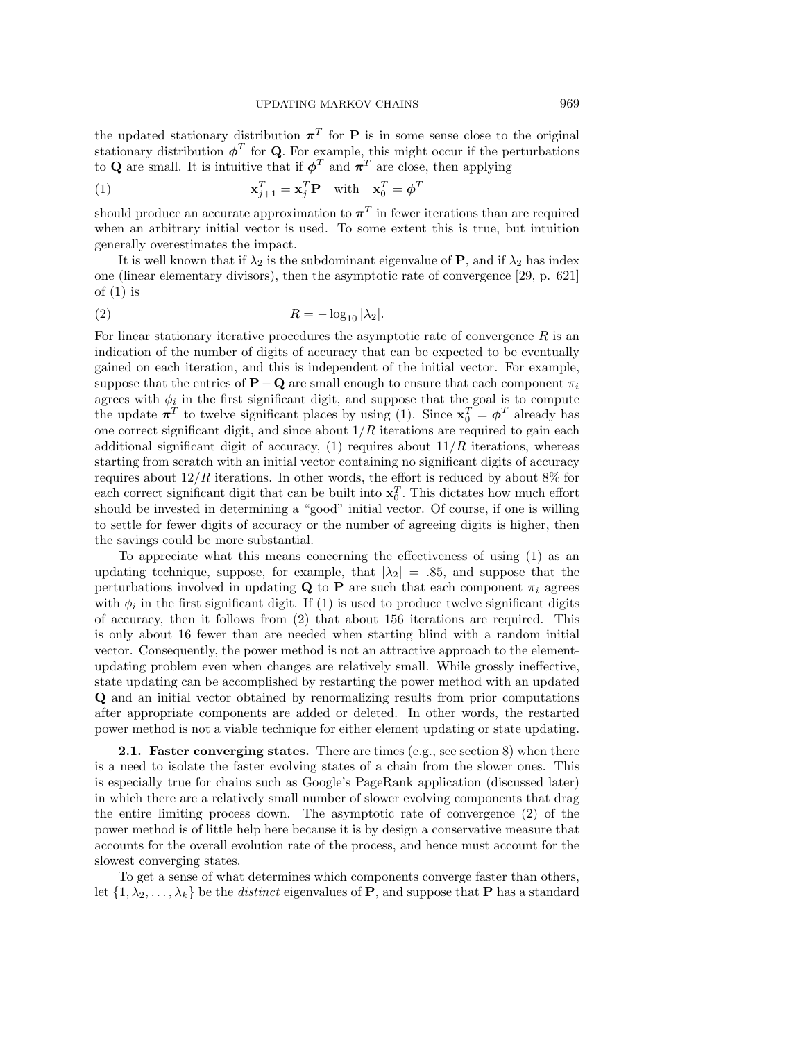the updated stationary distribution $\boldsymbol{\pi}^T$ for $\mathbf{P}$ is in some sense close to the original stationary distribution $\boldsymbol{\phi}^T$ for $\mathbf{Q}$. For example, this might occur if the perturbations to $\mathbf{Q}$ are small. It is intuitive that if $\boldsymbol{\phi}^T$ and $\boldsymbol{\pi}^T$ are close, then applying

$$\mathbf{x}_{j+1}^T = \mathbf{x}_j^T \mathbf{P} \quad \text{with} \quad \mathbf{x}_0^T = \boldsymbol{\phi}^T \tag{1}$$

should produce an accurate approximation to $\boldsymbol{\pi}^T$ in fewer iterations than are required when an arbitrary initial vector is used. To some extent this is true, but intuition generally overestimates the impact.

It is well known that if $\lambda_2$ is the subdominant eigenvalue of $\mathbf{P}$, and if $\lambda_2$ has index one (linear elementary divisors), then the asymptotic rate of convergence [29, p. 621] of (1) is

$$R = -\log_{10} |\lambda_2|. \tag{2}$$

For linear stationary iterative procedures the asymptotic rate of convergence $R$ is an indication of the number of digits of accuracy that can be expected to be eventually gained on each iteration, and this is independent of the initial vector. For example, suppose that the entries of $\mathbf{P} - \mathbf{Q}$ are small enough to ensure that each component $\pi_i$ agrees with $\phi_i$ in the first significant digit, and suppose that the goal is to compute the update $\boldsymbol{\pi}^T$ to twelve significant places by using (1). Since $\mathbf{x}_0^T = \boldsymbol{\phi}^T$ already has one correct significant digit, and since about $1/R$ iterations are required to gain each additional significant digit of accuracy, (1) requires about $11/R$ iterations, whereas starting from scratch with an initial vector containing no significant digits of accuracy requires about $12/R$ iterations. In other words, the effort is reduced by about 8% for each correct significant digit that can be built into $\mathbf{x}_0^T$. This dictates how much effort should be invested in determining a "good" initial vector. Of course, if one is willing to settle for fewer digits of accuracy or the number of agreeing digits is higher, then the savings could be more substantial.

To appreciate what this means concerning the effectiveness of using (1) as an updating technique, suppose, for example, that $|\lambda_2| = .85$, and suppose that the perturbations involved in updating $\mathbf{Q}$ to $\mathbf{P}$ are such that each component $\pi_i$ agrees with $\phi_i$ in the first significant digit. If (1) is used to produce twelve significant digits of accuracy, then it follows from (2) that about 156 iterations are required. This is only about 16 fewer than are needed when starting blind with a random initial vector. Consequently, the power method is not an attractive approach to the element-updating problem even when changes are relatively small. While grossly ineffective, state updating can be accomplished by restarting the power method with an updated $\mathbf{Q}$ and an initial vector obtained by renormalizing results from prior computations after appropriate components are added or deleted. In other words, the restarted power method is not a viable technique for either element updating or state updating.

**2.1. Faster converging states.** There are times (e.g., see section 8) when there is a need to isolate the faster evolving states of a chain from the slower ones. This is especially true for chains such as Google's PageRank application (discussed later) in which there are a relatively small number of slower evolving components that drag the entire limiting process down. The asymptotic rate of convergence (2) of the power method is of little help here because it is by design a conservative measure that accounts for the overall evolution rate of the process, and hence must account for the slowest converging states.

To get a sense of what determines which components converge faster than others, let $\{1, \lambda_2, \ldots, \lambda_k\}$ be the *distinct* eigenvalues of $\mathbf{P}$, and suppose that $\mathbf{P}$ has a standard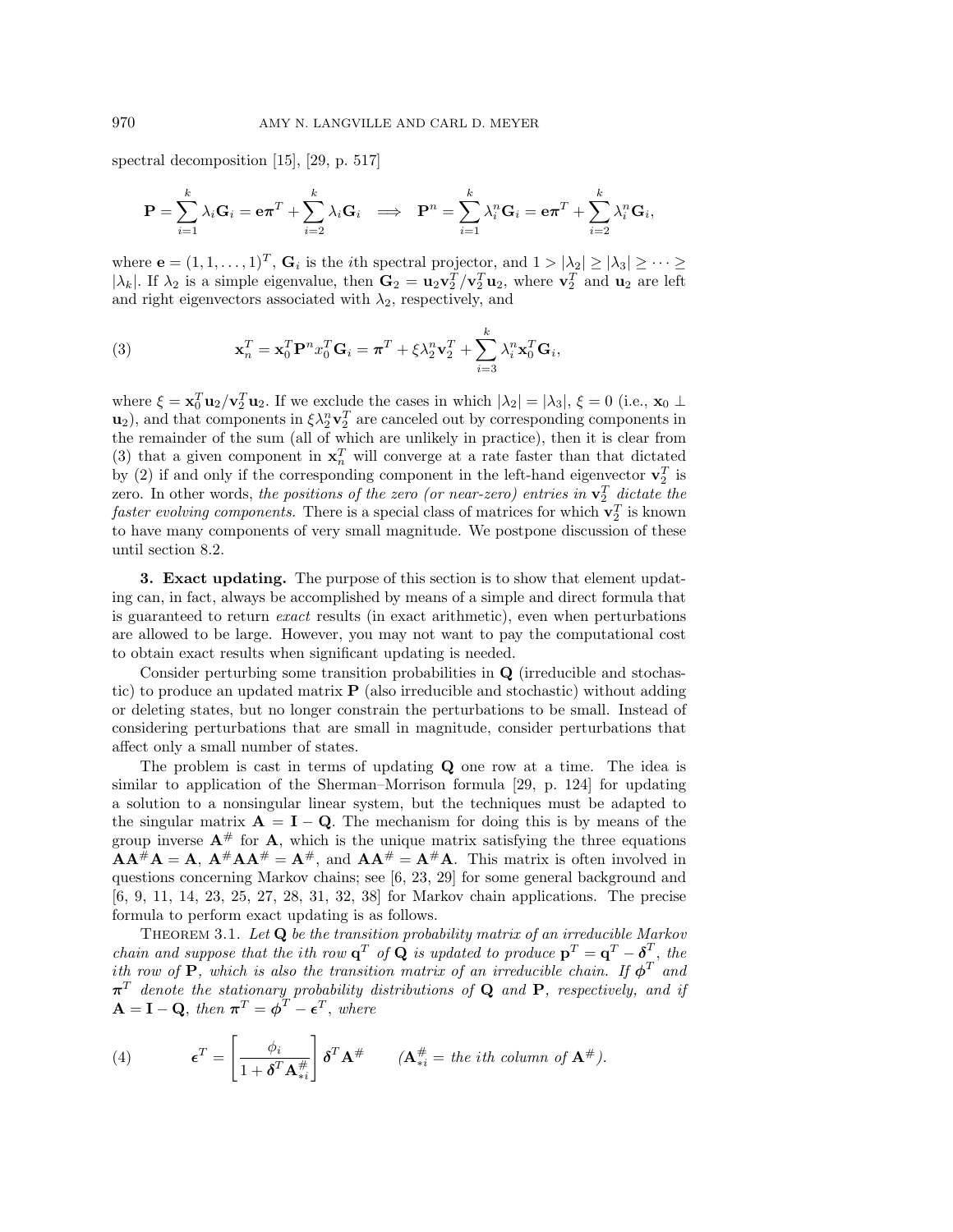spectral decomposition [15], [29, p. 517]

$$\mathbf{P} = \sum_{i=1}^{k} \lambda_i \mathbf{G}_i = \mathbf{e}\boldsymbol{\pi}^T + \sum_{i=2}^{k} \lambda_i \mathbf{G}_i \quad \Longrightarrow \quad \mathbf{P}^n = \sum_{i=1}^{k} \lambda_i^n \mathbf{G}_i = \mathbf{e}\boldsymbol{\pi}^T + \sum_{i=2}^{k} \lambda_i^n \mathbf{G}_i,$$

where $\mathbf{e} = (1, 1, \ldots, 1)^T$, $\mathbf{G}_i$ is the $i$th spectral projector, and $1 > |\lambda_2| \geq |\lambda_3| \geq \cdots \geq |\lambda_k|$. If $\lambda_2$ is a simple eigenvalue, then $\mathbf{G}_2 = \mathbf{u}_2\mathbf{v}_2^T/\mathbf{v}_2^T\mathbf{u}_2$, where $\mathbf{v}_2^T$ and $\mathbf{u}_2$ are left and right eigenvectors associated with $\lambda_2$, respectively, and

$$\mathbf{x}_n^T = \mathbf{x}_0^T\mathbf{P}^n x_0^T \mathbf{G}_i = \boldsymbol{\pi}^T + \xi\lambda_2^n \mathbf{v}_2^T + \sum_{i=3}^{k} \lambda_i^n \mathbf{x}_0^T \mathbf{G}_i, \tag{3}$$

where $\xi = \mathbf{x}_0^T\mathbf{u}_2/\mathbf{v}_2^T\mathbf{u}_2$. If we exclude the cases in which $|\lambda_2| = |\lambda_3|$, $\xi = 0$ (i.e., $\mathbf{x}_0 \perp \mathbf{u}_2$), and that components in $\xi\lambda_2^n\mathbf{v}_2^T$ are canceled out by corresponding components in the remainder of the sum (all of which are unlikely in practice), then it is clear from (3) that a given component in $\mathbf{x}_n^T$ will converge at a rate faster than that dictated by (2) if and only if the corresponding component in the left-hand eigenvector $\mathbf{v}_2^T$ is zero. In other words, *the positions of the zero (or near-zero) entries in $\mathbf{v}_2^T$ dictate the faster evolving components.* There is a special class of matrices for which $\mathbf{v}_2^T$ is known to have many components of very small magnitude. We postpone discussion of these until section 8.2.

## 3. Exact updating.

The purpose of this section is to show that element updating can, in fact, always be accomplished by means of a simple and direct formula that is guaranteed to return *exact* results (in exact arithmetic), even when perturbations are allowed to be large. However, you may not want to pay the computational cost to obtain exact results when significant updating is needed.

Consider perturbing some transition probabilities in $\mathbf{Q}$ (irreducible and stochastic) to produce an updated matrix $\mathbf{P}$ (also irreducible and stochastic) without adding or deleting states, but no longer constrain the perturbations to be small. Instead of considering perturbations that are small in magnitude, consider perturbations that affect only a small number of states.

The problem is cast in terms of updating $\mathbf{Q}$ one row at a time. The idea is similar to application of the Sherman–Morrison formula [29, p. 124] for updating a solution to a nonsingular linear system, but the techniques must be adapted to the singular matrix $\mathbf{A} = \mathbf{I} - \mathbf{Q}$. The mechanism for doing this is by means of the group inverse $\mathbf{A}^\#$ for $\mathbf{A}$, which is the unique matrix satisfying the three equations $\mathbf{A}\mathbf{A}^\#\mathbf{A} = \mathbf{A}$, $\mathbf{A}^\#\mathbf{A}\mathbf{A}^\# = \mathbf{A}^\#$, and $\mathbf{A}\mathbf{A}^\# = \mathbf{A}^\#\mathbf{A}$. This matrix is often involved in questions concerning Markov chains; see [6, 23, 29] for some general background and [6, 9, 11, 14, 23, 25, 27, 28, 31, 32, 38] for Markov chain applications. The precise formula to perform exact updating is as follows.

Theorem 3.1. *Let $\mathbf{Q}$ be the transition probability matrix of an irreducible Markov chain and suppose that the $i$th row $\mathbf{q}^T$ of $\mathbf{Q}$ is updated to produce $\mathbf{p}^T = \mathbf{q}^T - \boldsymbol{\delta}^T$, the $i$th row of $\mathbf{P}$, which is also the transition matrix of an irreducible chain. If $\boldsymbol{\phi}^T$ and $\boldsymbol{\pi}^T$ denote the stationary probability distributions of $\mathbf{Q}$ and $\mathbf{P}$, respectively, and if $\mathbf{A} = \mathbf{I} - \mathbf{Q}$, then $\boldsymbol{\pi}^T = \boldsymbol{\phi}^T - \boldsymbol{\epsilon}^T$, where*

$$\boldsymbol{\epsilon}^T = \left[\frac{\phi_i}{1 + \boldsymbol{\delta}^T\mathbf{A}^\#_{*i}}\right] \boldsymbol{\delta}^T\mathbf{A}^\# \qquad (\mathbf{A}^\#_{*i} = \textit{the ith column of } \mathbf{A}^\#). \tag{4}$$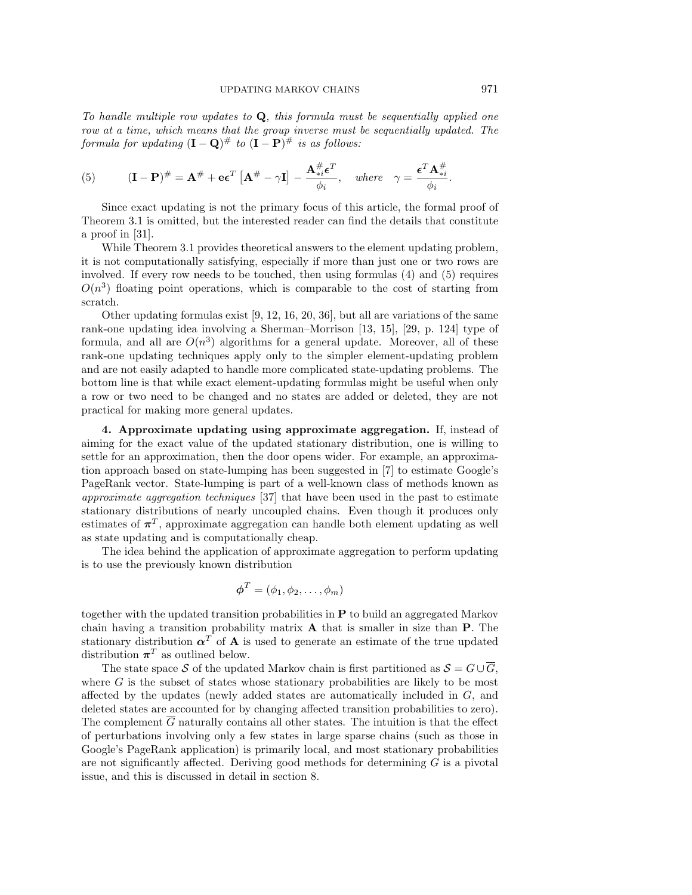*To handle multiple row updates to* $\mathbf{Q}$*, this formula must be sequentially applied one row at a time, which means that the group inverse must be sequentially updated. The formula for updating* $(\mathbf{I}-\mathbf{Q})^{\#}$ *to* $(\mathbf{I}-\mathbf{P})^{\#}$ *is as follows:*

$$
(5)\qquad (\mathbf{I}-\mathbf{P})^{\#} = \mathbf{A}^{\#} + \mathbf{e}\boldsymbol{\epsilon}^T\left[\mathbf{A}^{\#} - \gamma\mathbf{I}\right] - \frac{\mathbf{A}^{\#}_{*i}\boldsymbol{\epsilon}^T}{\phi_i}, \quad \textit{where} \quad \gamma = \frac{\boldsymbol{\epsilon}^T\mathbf{A}^{\#}_{*i}}{\phi_i}.
$$

Since exact updating is not the primary focus of this article, the formal proof of Theorem 3.1 is omitted, but the interested reader can find the details that constitute a proof in [31].

While Theorem 3.1 provides theoretical answers to the element updating problem, it is not computationally satisfying, especially if more than just one or two rows are involved. If every row needs to be touched, then using formulas (4) and (5) requires $O(n^3)$ floating point operations, which is comparable to the cost of starting from scratch.

Other updating formulas exist [9, 12, 16, 20, 36], but all are variations of the same rank-one updating idea involving a Sherman–Morrison [13, 15], [29, p. 124] type of formula, and all are $O(n^3)$ algorithms for a general update. Moreover, all of these rank-one updating techniques apply only to the simpler element-updating problem and are not easily adapted to handle more complicated state-updating problems. The bottom line is that while exact element-updating formulas might be useful when only a row or two need to be changed and no states are added or deleted, they are not practical for making more general updates.

## 4. Approximate updating using approximate aggregation.

If, instead of aiming for the exact value of the updated stationary distribution, one is willing to settle for an approximation, then the door opens wider. For example, an approximation approach based on state-lumping has been suggested in [7] to estimate Google's PageRank vector. State-lumping is part of a well-known class of methods known as *approximate aggregation techniques* [37] that have been used in the past to estimate stationary distributions of nearly uncoupled chains. Even though it produces only estimates of $\boldsymbol{\pi}^T$, approximate aggregation can handle both element updating as well as state updating and is computationally cheap.

The idea behind the application of approximate aggregation to perform updating is to use the previously known distribution

$$
\boldsymbol{\phi}^T = (\phi_1, \phi_2, \ldots, \phi_m)
$$

together with the updated transition probabilities in $\mathbf{P}$ to build an aggregated Markov chain having a transition probability matrix $\mathbf{A}$ that is smaller in size than $\mathbf{P}$. The stationary distribution $\boldsymbol{\alpha}^T$ of $\mathbf{A}$ is used to generate an estimate of the true updated distribution $\boldsymbol{\pi}^T$ as outlined below.

The state space $\mathcal{S}$ of the updated Markov chain is first partitioned as $\mathcal{S} = G \cup \overline{G}$, where $G$ is the subset of states whose stationary probabilities are likely to be most affected by the updates (newly added states are automatically included in $G$, and deleted states are accounted for by changing affected transition probabilities to zero). The complement $\overline{G}$ naturally contains all other states. The intuition is that the effect of perturbations involving only a few states in large sparse chains (such as those in Google's PageRank application) is primarily local, and most stationary probabilities are not significantly affected. Deriving good methods for determining $G$ is a pivotal issue, and this is discussed in detail in section 8.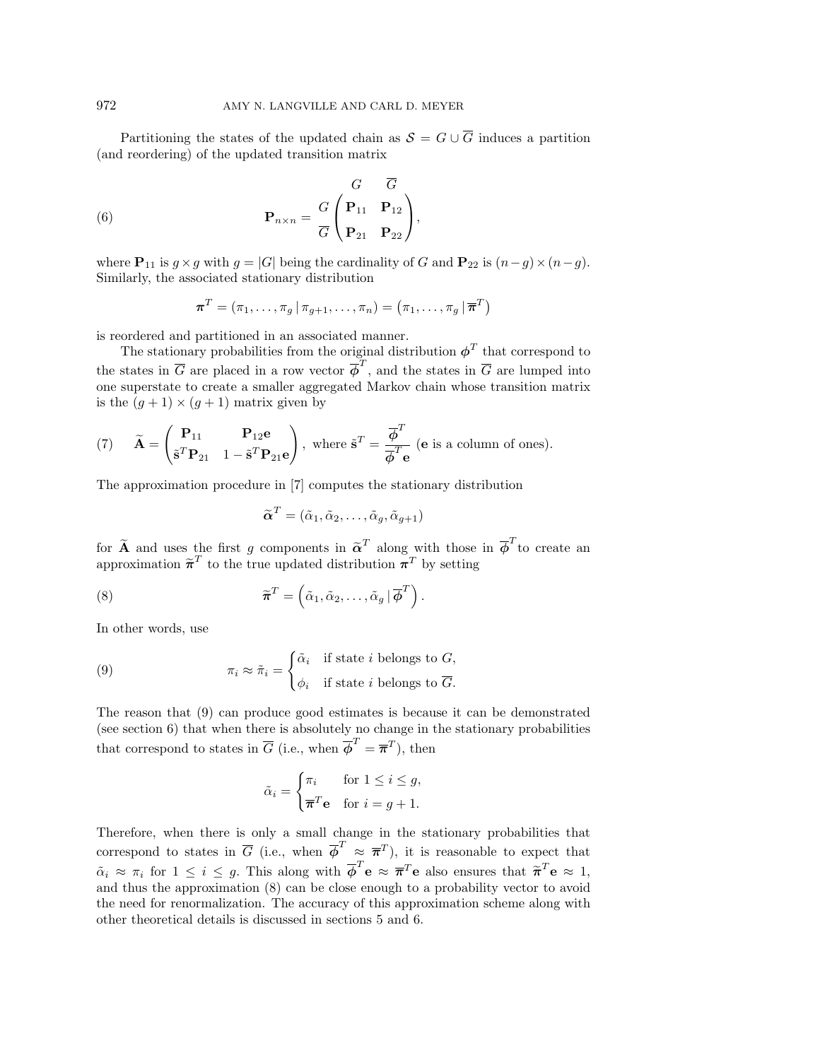Partitioning the states of the updated chain as $\mathcal{S} = G \cup \overline{G}$ induces a partition (and reordering) of the updated transition matrix

$$
\mathbf{P}_{n\times n} = \begin{array}{c} \\ G \\ \overline{G} \end{array} \!\!\begin{array}{c} \begin{array}{cc} G & \overline{G} \end{array} \\ \begin{pmatrix} \mathbf{P}_{11} & \mathbf{P}_{12} \\ \mathbf{P}_{21} & \mathbf{P}_{22} \end{pmatrix} \end{array}, \tag{6}
$$

where $\mathbf{P}_{11}$ is $g \times g$ with $g = |G|$ being the cardinality of $G$ and $\mathbf{P}_{22}$ is $(n-g)\times(n-g)$. Similarly, the associated stationary distribution

$$
\boldsymbol{\pi}^T = (\pi_1, \ldots, \pi_g \,|\, \pi_{g+1}, \ldots, \pi_n) = \left(\pi_1, \ldots, \pi_g \,|\, \overline{\boldsymbol{\pi}}^T\right)
$$

is reordered and partitioned in an associated manner.

The stationary probabilities from the original distribution $\boldsymbol{\phi}^T$ that correspond to the states in $\overline{G}$ are placed in a row vector $\overline{\boldsymbol{\phi}}^T$, and the states in $\overline{G}$ are lumped into one superstate to create a smaller aggregated Markov chain whose transition matrix is the $(g+1)\times(g+1)$ matrix given by

$$
\widetilde{\mathbf{A}} = \begin{pmatrix} \mathbf{P}_{11} & \mathbf{P}_{12}\mathbf{e} \\ \tilde{\mathbf{s}}^T\mathbf{P}_{21} & 1 - \tilde{\mathbf{s}}^T\mathbf{P}_{21}\mathbf{e} \end{pmatrix}, \text{ where } \tilde{\mathbf{s}}^T = \frac{\overline{\boldsymbol{\phi}}^T}{\overline{\boldsymbol{\phi}}^T\mathbf{e}} \text{ ($\mathbf{e}$ is a column of ones).} \tag{7}
$$

The approximation procedure in [7] computes the stationary distribution

$$
\widetilde{\boldsymbol{\alpha}}^T = (\tilde{\alpha}_1, \tilde{\alpha}_2, \ldots, \tilde{\alpha}_g, \tilde{\alpha}_{g+1})
$$

for $\widetilde{\mathbf{A}}$ and uses the first $g$ components in $\widetilde{\boldsymbol{\alpha}}^T$ along with those in $\overline{\boldsymbol{\phi}}^T$ to create an approximation $\widetilde{\boldsymbol{\pi}}^T$ to the true updated distribution $\boldsymbol{\pi}^T$ by setting

$$
\widetilde{\boldsymbol{\pi}}^T = \left(\tilde{\alpha}_1, \tilde{\alpha}_2, \ldots, \tilde{\alpha}_g \,|\, \overline{\boldsymbol{\phi}}^T\right). \tag{8}
$$

In other words, use

$$
\pi_i \approx \tilde{\pi}_i = \begin{cases} \tilde{\alpha}_i & \text{if state } i \text{ belongs to } G, \\ \phi_i & \text{if state } i \text{ belongs to } \overline{G}. \end{cases} \tag{9}
$$

The reason that (9) can produce good estimates is because it can be demonstrated (see section 6) that when there is absolutely no change in the stationary probabilities that correspond to states in $\overline{G}$ (i.e., when $\overline{\boldsymbol{\phi}}^T = \overline{\boldsymbol{\pi}}^T$), then

$$
\tilde{\alpha}_i = \begin{cases} \pi_i & \text{for } 1 \le i \le g, \\ \overline{\boldsymbol{\pi}}^T\mathbf{e} & \text{for } i = g+1. \end{cases}
$$

Therefore, when there is only a small change in the stationary probabilities that correspond to states in $\overline{G}$ (i.e., when $\overline{\boldsymbol{\phi}}^T \approx \overline{\boldsymbol{\pi}}^T$), it is reasonable to expect that $\tilde{\alpha}_i \approx \pi_i$ for $1 \le i \le g$. This along with $\overline{\boldsymbol{\phi}}^T\mathbf{e} \approx \overline{\boldsymbol{\pi}}^T\mathbf{e}$ also ensures that $\widetilde{\boldsymbol{\pi}}^T\mathbf{e} \approx 1$, and thus the approximation (8) can be close enough to a probability vector to avoid the need for renormalization. The accuracy of this approximation scheme along with other theoretical details is discussed in sections 5 and 6.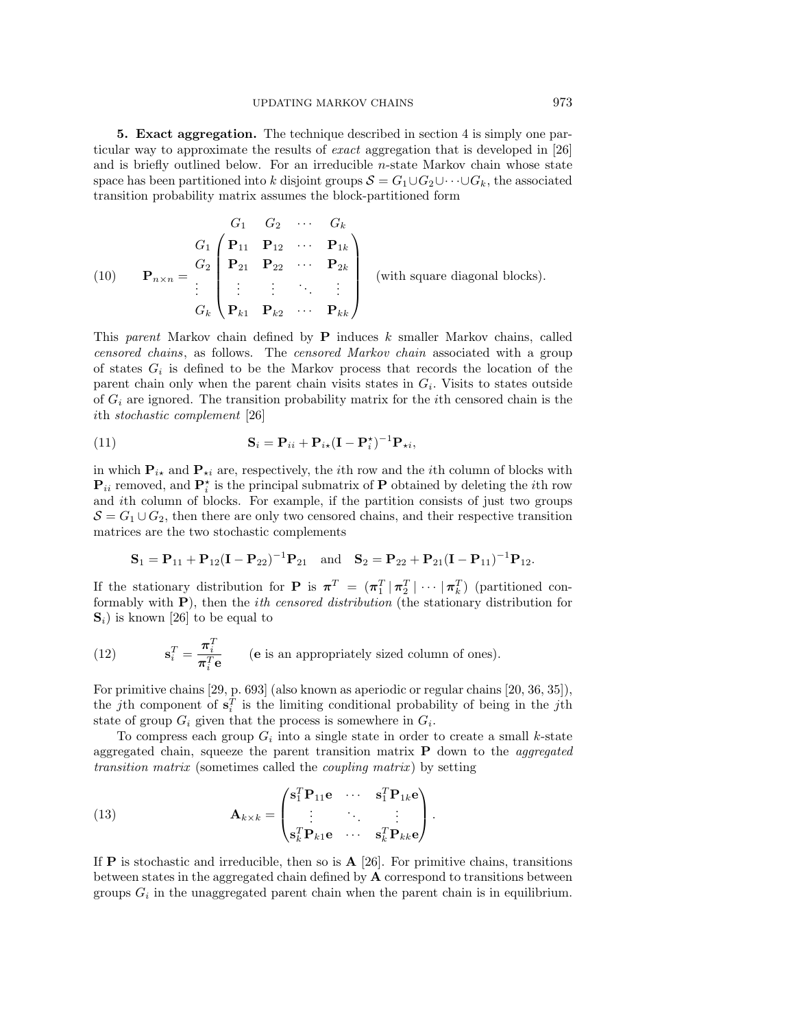**5. Exact aggregation.** The technique described in section 4 is simply one particular way to approximate the results of *exact* aggregation that is developed in [26] and is briefly outlined below. For an irreducible $n$-state Markov chain whose state space has been partitioned into $k$ disjoint groups $\mathcal{S} = G_1 \cup G_2 \cup \cdots \cup G_k$, the associated transition probability matrix assumes the block-partitioned form

$$
\mathbf{P}_{n\times n} = \begin{array}{c} \\ G_1 \\ G_2 \\ \vdots \\ G_k \end{array} \begin{array}{c} \begin{array}{cccc} G_1 & G_2 & \cdots & G_k \end{array} \\ \begin{pmatrix} \mathbf{P}_{11} & \mathbf{P}_{12} & \cdots & \mathbf{P}_{1k} \\ \mathbf{P}_{21} & \mathbf{P}_{22} & \cdots & \mathbf{P}_{2k} \\ \vdots & \vdots & \ddots & \vdots \\ \mathbf{P}_{k1} & \mathbf{P}_{k2} & \cdots & \mathbf{P}_{kk} \end{pmatrix} \end{array} \quad \text{(with square diagonal blocks).} \tag{10}
$$

This *parent* Markov chain defined by $\mathbf{P}$ induces $k$ smaller Markov chains, called *censored chains*, as follows. The *censored Markov chain* associated with a group of states $G_i$ is defined to be the Markov process that records the location of the parent chain only when the parent chain visits states in $G_i$. Visits to states outside of $G_i$ are ignored. The transition probability matrix for the $i$th censored chain is the $i$th *stochastic complement* [26]

$$
\mathbf{S}_i = \mathbf{P}_{ii} + \mathbf{P}_{i\star}(\mathbf{I} - \mathbf{P}_i^\star)^{-1}\mathbf{P}_{\star i}, \tag{11}
$$

in which $\mathbf{P}_{i\star}$ and $\mathbf{P}_{\star i}$ are, respectively, the $i$th row and the $i$th column of blocks with $\mathbf{P}_{ii}$ removed, and $\mathbf{P}_i^\star$ is the principal submatrix of $\mathbf{P}$ obtained by deleting the $i$th row and $i$th column of blocks. For example, if the partition consists of just two groups $\mathcal{S} = G_1 \cup G_2$, then there are only two censored chains, and their respective transition matrices are the two stochastic complements

$$
\mathbf{S}_1 = \mathbf{P}_{11} + \mathbf{P}_{12}(\mathbf{I} - \mathbf{P}_{22})^{-1}\mathbf{P}_{21} \quad \text{and} \quad \mathbf{S}_2 = \mathbf{P}_{22} + \mathbf{P}_{21}(\mathbf{I} - \mathbf{P}_{11})^{-1}\mathbf{P}_{12}.
$$

If the stationary distribution for $\mathbf{P}$ is $\boldsymbol{\pi}^T = (\boldsymbol{\pi}_1^T \,|\, \boldsymbol{\pi}_2^T \,|\, \cdots \,|\, \boldsymbol{\pi}_k^T)$ (partitioned conformably with $\mathbf{P}$), then the *ith censored distribution* (the stationary distribution for $\mathbf{S}_i$) is known [26] to be equal to

$$
\mathbf{s}_i^T = \frac{\boldsymbol{\pi}_i^T}{\boldsymbol{\pi}_i^T\mathbf{e}} \qquad (\mathbf{e} \text{ is an appropriately sized column of ones}). \tag{12}
$$

For primitive chains [29, p. 693] (also known as aperiodic or regular chains [20, 36, 35]), the $j$th component of $\mathbf{s}_i^T$ is the limiting conditional probability of being in the $j$th state of group $G_i$ given that the process is somewhere in $G_i$.

To compress each group $G_i$ into a single state in order to create a small $k$-state aggregated chain, squeeze the parent transition matrix $\mathbf{P}$ down to the *aggregated transition matrix* (sometimes called the *coupling matrix*) by setting

$$
\mathbf{A}_{k\times k} = \begin{pmatrix} \mathbf{s}_1^T\mathbf{P}_{11}\mathbf{e} & \cdots & \mathbf{s}_1^T\mathbf{P}_{1k}\mathbf{e} \\ \vdots & \ddots & \vdots \\ \mathbf{s}_k^T\mathbf{P}_{k1}\mathbf{e} & \cdots & \mathbf{s}_k^T\mathbf{P}_{kk}\mathbf{e} \end{pmatrix}. \tag{13}
$$

If $\mathbf{P}$ is stochastic and irreducible, then so is $\mathbf{A}$ [26]. For primitive chains, transitions between states in the aggregated chain defined by $\mathbf{A}$ correspond to transitions between groups $G_i$ in the unaggregated parent chain when the parent chain is in equilibrium.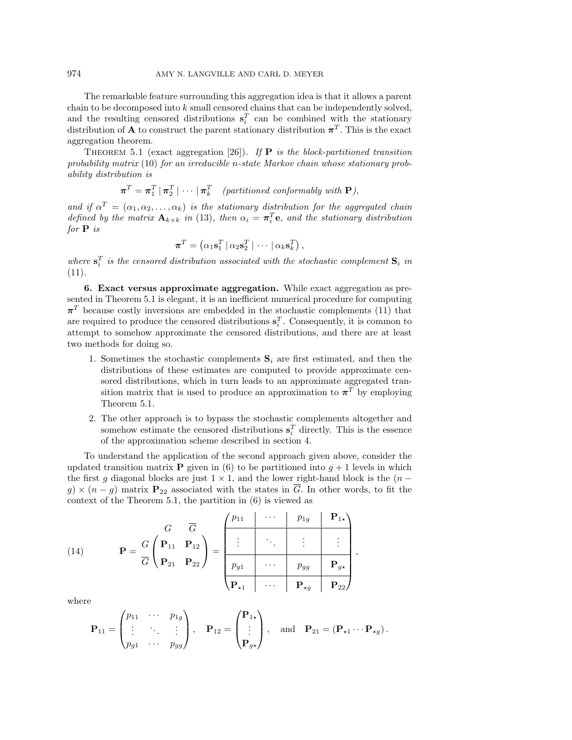The remarkable feature surrounding this aggregation idea is that it allows a parent chain to be decomposed into $k$ small censored chains that can be independently solved, and the resulting censored distributions $\mathbf{s}_i^T$ can be combined with the stationary distribution of $\mathbf{A}$ to construct the parent stationary distribution $\boldsymbol{\pi}^T$. This is the exact aggregation theorem.

THEOREM 5.1 (exact aggregation [26]). *If* $\mathbf{P}$ *is the block-partitioned transition probability matrix* (10) *for an irreducible $n$-state Markov chain whose stationary probability distribution is*

$$\boldsymbol{\pi}^T = \boldsymbol{\pi}_1^T \,|\, \boldsymbol{\pi}_2^T \,|\, \cdots \,|\, \boldsymbol{\pi}_k^T \quad \textit{(partitioned conformably with } \mathbf{P}\textit{)},$$

*and if* $\alpha^T = (\alpha_1, \alpha_2, \ldots, \alpha_k)$ *is the stationary distribution for the aggregated chain defined by the matrix* $\mathbf{A}_{k\times k}$ *in* (13)*, then* $\alpha_i = \boldsymbol{\pi}_i^T\mathbf{e}$*, and the stationary distribution for* $\mathbf{P}$ *is*

$$\boldsymbol{\pi}^T = \left(\alpha_1\mathbf{s}_1^T \,|\, \alpha_2\mathbf{s}_2^T \,|\, \cdots \,|\, \alpha_k\mathbf{s}_k^T\right),$$

*where* $\mathbf{s}_i^T$ *is the censored distribution associated with the stochastic complement* $\mathbf{S}_i$ *in* (11).

**6. Exact versus approximate aggregation.** While exact aggregation as presented in Theorem 5.1 is elegant, it is an inefficient numerical procedure for computing $\boldsymbol{\pi}^T$ because costly inversions are embedded in the stochastic complements (11) that are required to produce the censored distributions $\mathbf{s}_i^T$. Consequently, it is common to attempt to somehow approximate the censored distributions, and there are at least two methods for doing so.

1. Sometimes the stochastic complements $\mathbf{S}_i$ are first estimated, and then the distributions of these estimates are computed to provide approximate censored distributions, which in turn leads to an approximate aggregated transition matrix that is used to produce an approximation to $\boldsymbol{\pi}^T$ by employing Theorem 5.1.
2. The other approach is to bypass the stochastic complements altogether and somehow estimate the censored distributions $\mathbf{s}_i^T$ directly. This is the essence of the approximation scheme described in section 4.

To understand the application of the second approach given above, consider the updated transition matrix $\mathbf{P}$ given in (6) to be partitioned into $g+1$ levels in which the first $g$ diagonal blocks are just $1\times 1$, and the lower right-hand block is the $(n-g)\times(n-g)$ matrix $\mathbf{P}_{22}$ associated with the states in $\overline{G}$. In other words, to fit the context of the Theorem 5.1, the partition in (6) is viewed as

$$\mathbf{P} = \begin{array}{c} \\ G \\ \overline{G} \end{array}\!\!\begin{array}{c} \begin{array}{cc} G & \overline{G} \end{array} \\ \begin{pmatrix} \mathbf{P}_{11} & \mathbf{P}_{12} \\ \mathbf{P}_{21} & \mathbf{P}_{22} \end{pmatrix} \end{array} = \left(\begin{array}{c|c|c|c} p_{11} & \cdots & p_{1g} & \mathbf{P}_{1\star} \\ \hline \vdots & \ddots & \vdots & \vdots \\ \hline p_{g1} & \cdots & p_{gg} & \mathbf{P}_{g\star} \\ \hline \mathbf{P}_{\star 1} & \cdots & \mathbf{P}_{\star g} & \mathbf{P}_{22} \end{array}\right), \tag{14}$$

where

$$\mathbf{P}_{11} = \begin{pmatrix} p_{11} & \cdots & p_{1g} \\ \vdots & \ddots & \vdots \\ p_{g1} & \cdots & p_{gg} \end{pmatrix}, \quad \mathbf{P}_{12} = \begin{pmatrix} \mathbf{P}_{1\star} \\ \vdots \\ \mathbf{P}_{g\star} \end{pmatrix}, \quad \text{and} \quad \mathbf{P}_{21} = \left(\mathbf{P}_{\star 1} \cdots \mathbf{P}_{\star g}\right).$$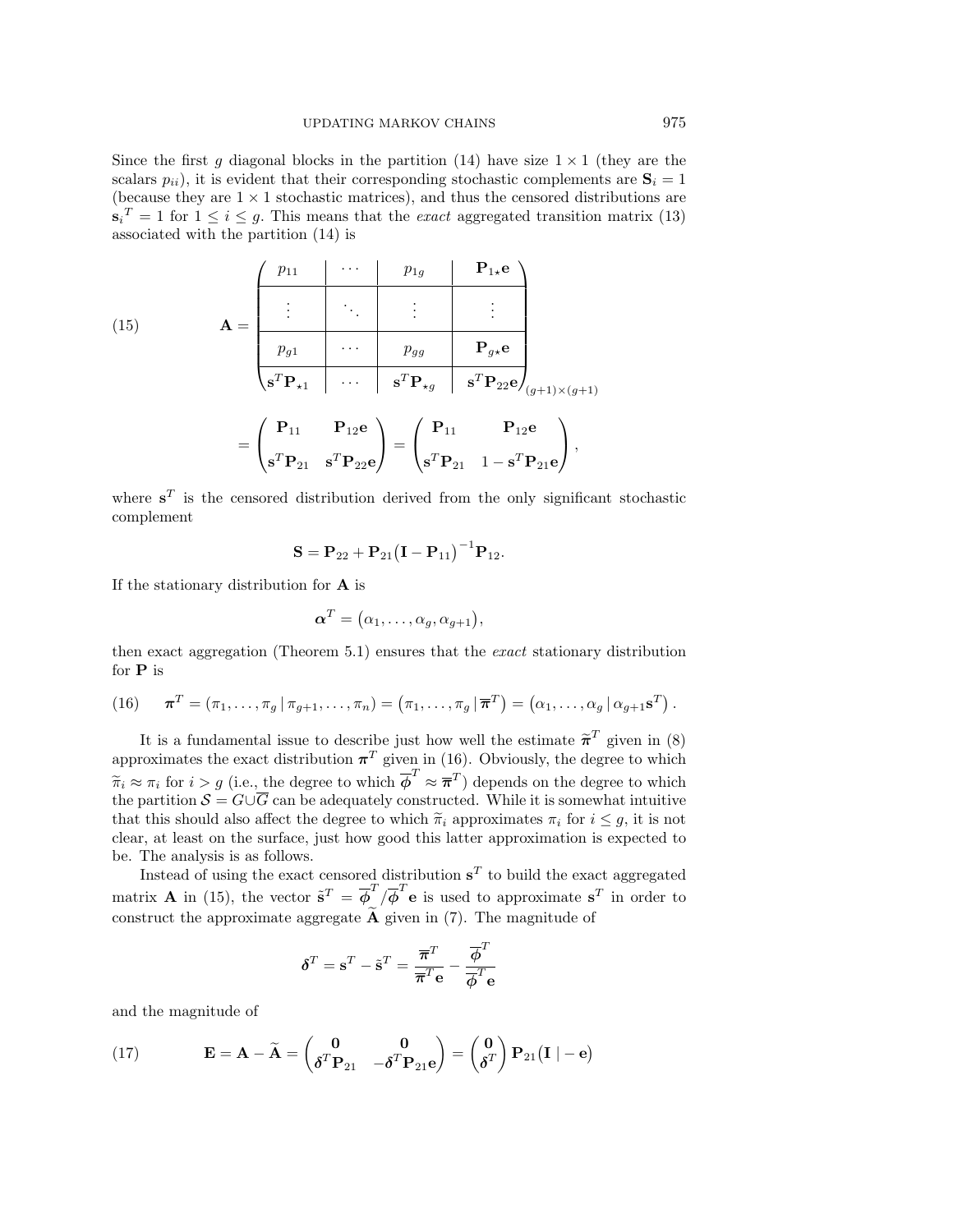Since the first $g$ diagonal blocks in the partition (14) have size $1 \times 1$ (they are the scalars $p_{ii}$), it is evident that their corresponding stochastic complements are $\mathbf{S}_i = 1$ (because they are $1 \times 1$ stochastic matrices), and thus the censored distributions are $\mathbf{s}_i{}^T = 1$ for $1 \leq i \leq g$. This means that the *exact* aggregated transition matrix (13) associated with the partition (14) is

$$
\mathbf{A} = \left(\begin{array}{c|c|c|c}
p_{11} & \cdots & p_{1g} & \mathbf{P}_{1\star}\mathbf{e} \\
\hline
\vdots & \ddots & \vdots & \vdots \\
\hline
p_{g1} & \cdots & p_{gg} & \mathbf{P}_{g\star}\mathbf{e} \\
\hline
\mathbf{s}^T\mathbf{P}_{\star 1} & \cdots & \mathbf{s}^T\mathbf{P}_{\star g} & \mathbf{s}^T\mathbf{P}_{22}\mathbf{e}
\end{array}\right)_{(g+1)\times(g+1)} \tag{15}
$$

$$
= \begin{pmatrix} \mathbf{P}_{11} & \mathbf{P}_{12}\mathbf{e} \\ \mathbf{s}^T\mathbf{P}_{21} & \mathbf{s}^T\mathbf{P}_{22}\mathbf{e} \end{pmatrix} = \begin{pmatrix} \mathbf{P}_{11} & \mathbf{P}_{12}\mathbf{e} \\ \mathbf{s}^T\mathbf{P}_{21} & 1 - \mathbf{s}^T\mathbf{P}_{21}\mathbf{e} \end{pmatrix},
$$

where $\mathbf{s}^T$ is the censored distribution derived from the only significant stochastic complement

$$
\mathbf{S} = \mathbf{P}_{22} + \mathbf{P}_{21}\big(\mathbf{I} - \mathbf{P}_{11}\big)^{-1}\mathbf{P}_{12}.
$$

If the stationary distribution for $\mathbf{A}$ is

$$
\boldsymbol{\alpha}^T = \big(\alpha_1, \ldots, \alpha_g, \alpha_{g+1}\big),
$$

then exact aggregation (Theorem 5.1) ensures that the *exact* stationary distribution for $\mathbf{P}$ is

$$
\boldsymbol{\pi}^T = (\pi_1, \ldots, \pi_g \,|\, \pi_{g+1}, \ldots, \pi_n) = \big(\pi_1, \ldots, \pi_g \,|\, \overline{\boldsymbol{\pi}}^T\big) = \big(\alpha_1, \ldots, \alpha_g \,|\, \alpha_{g+1}\mathbf{s}^T\big). \tag{16}
$$

It is a fundamental issue to describe just how well the estimate $\widetilde{\boldsymbol{\pi}}^T$ given in (8) approximates the exact distribution $\boldsymbol{\pi}^T$ given in (16). Obviously, the degree to which $\widetilde{\pi}_i \approx \pi_i$ for $i > g$ (i.e., the degree to which $\overline{\boldsymbol{\phi}}^T \approx \overline{\boldsymbol{\pi}}^T$) depends on the degree to which the partition $\mathcal{S} = G \cup \overline{G}$ can be adequately constructed. While it is somewhat intuitive that this should also affect the degree to which $\widetilde{\pi}_i$ approximates $\pi_i$ for $i \leq g$, it is not clear, at least on the surface, just how good this latter approximation is expected to be. The analysis is as follows.

Instead of using the exact censored distribution $\mathbf{s}^T$ to build the exact aggregated matrix $\mathbf{A}$ in (15), the vector $\tilde{\mathbf{s}}^T = \overline{\boldsymbol{\phi}}^T / \overline{\boldsymbol{\phi}}^T\mathbf{e}$ is used to approximate $\mathbf{s}^T$ in order to construct the approximate aggregate $\widetilde{\mathbf{A}}$ given in (7). The magnitude of

$$
\boldsymbol{\delta}^T = \mathbf{s}^T - \tilde{\mathbf{s}}^T = \frac{\overline{\boldsymbol{\pi}}^T}{\overline{\boldsymbol{\pi}}^T\mathbf{e}} - \frac{\overline{\boldsymbol{\phi}}^T}{\overline{\boldsymbol{\phi}}^T\mathbf{e}}
$$

and the magnitude of

$$
\mathbf{E} = \mathbf{A} - \widetilde{\mathbf{A}} = \begin{pmatrix} \mathbf{0} & \mathbf{0} \\ \boldsymbol{\delta}^T\mathbf{P}_{21} & -\boldsymbol{\delta}^T\mathbf{P}_{21}\mathbf{e} \end{pmatrix} = \begin{pmatrix} \mathbf{0} \\ \boldsymbol{\delta}^T \end{pmatrix} \mathbf{P}_{21}\big(\mathbf{I} \,|\, -\mathbf{e}\big) \tag{17}
$$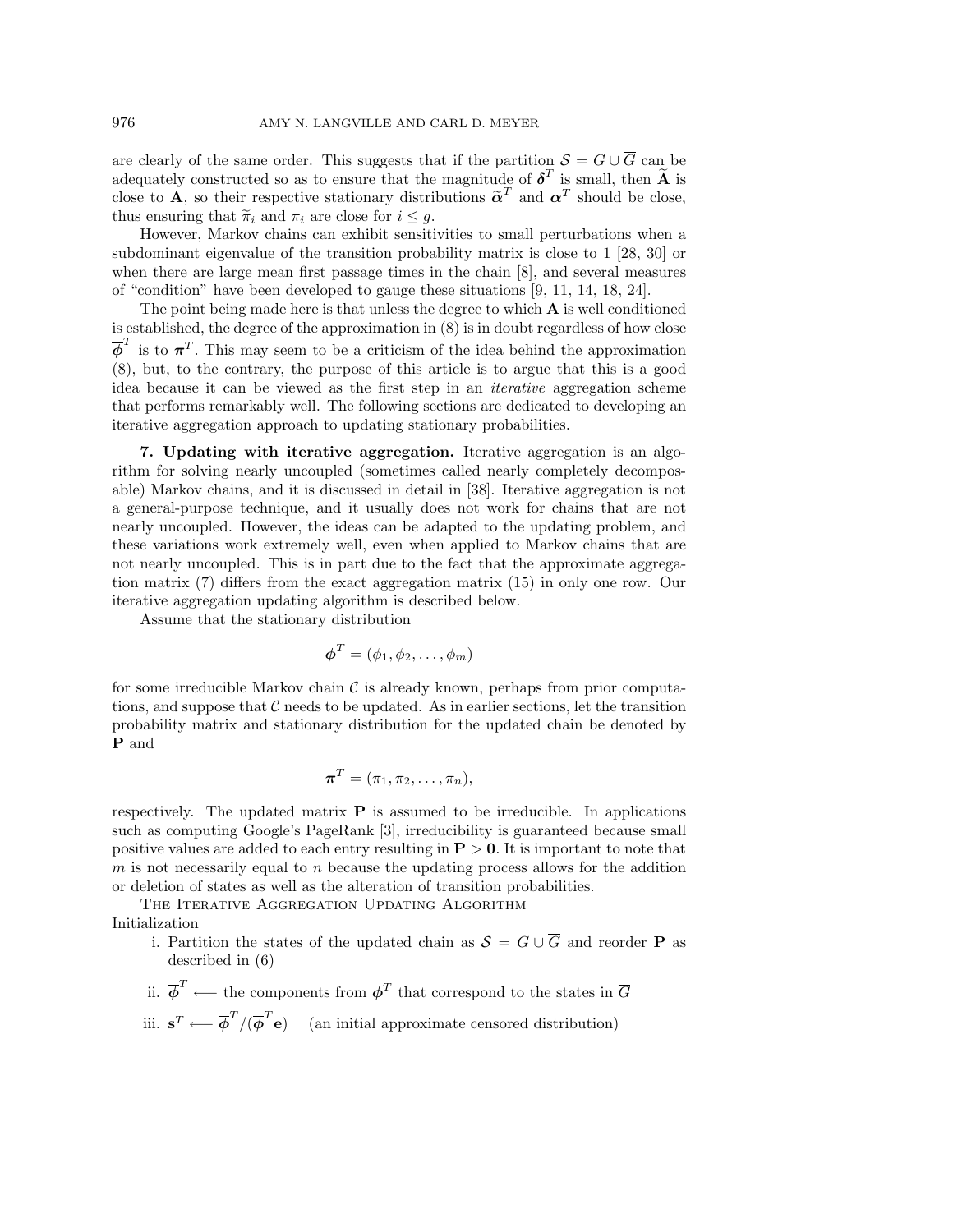are clearly of the same order. This suggests that if the partition $\mathcal{S} = G \cup \overline{G}$ can be adequately constructed so as to ensure that the magnitude of $\boldsymbol{\delta}^T$ is small, then $\widetilde{\mathbf{A}}$ is close to $\mathbf{A}$, so their respective stationary distributions $\widetilde{\boldsymbol{\alpha}}^T$ and $\boldsymbol{\alpha}^T$ should be close, thus ensuring that $\widetilde{\pi}_i$ and $\pi_i$ are close for $i \leq g$.

However, Markov chains can exhibit sensitivities to small perturbations when a subdominant eigenvalue of the transition probability matrix is close to 1 [28, 30] or when there are large mean first passage times in the chain [8], and several measures of "condition" have been developed to gauge these situations [9, 11, 14, 18, 24].

The point being made here is that unless the degree to which $\mathbf{A}$ is well conditioned is established, the degree of the approximation in (8) is in doubt regardless of how close $\overline{\boldsymbol{\phi}}^T$ is to $\overline{\boldsymbol{\pi}}^T$. This may seem to be a criticism of the idea behind the approximation (8), but, to the contrary, the purpose of this article is to argue that this is a good idea because it can be viewed as the first step in an *iterative* aggregation scheme that performs remarkably well. The following sections are dedicated to developing an iterative aggregation approach to updating stationary probabilities.

## 7. Updating with iterative aggregation.

Iterative aggregation is an algorithm for solving nearly uncoupled (sometimes called nearly completely decomposable) Markov chains, and it is discussed in detail in [38]. Iterative aggregation is not a general-purpose technique, and it usually does not work for chains that are not nearly uncoupled. However, the ideas can be adapted to the updating problem, and these variations work extremely well, even when applied to Markov chains that are not nearly uncoupled. This is in part due to the fact that the approximate aggregation matrix (7) differs from the exact aggregation matrix (15) in only one row. Our iterative aggregation updating algorithm is described below.

Assume that the stationary distribution

$$\boldsymbol{\phi}^T = (\phi_1, \phi_2, \ldots, \phi_m)$$

for some irreducible Markov chain $\mathcal{C}$ is already known, perhaps from prior computations, and suppose that $\mathcal{C}$ needs to be updated. As in earlier sections, let the transition probability matrix and stationary distribution for the updated chain be denoted by $\mathbf{P}$ and

$$\boldsymbol{\pi}^T = (\pi_1, \pi_2, \ldots, \pi_n),$$

respectively. The updated matrix $\mathbf{P}$ is assumed to be irreducible. In applications such as computing Google's PageRank [3], irreducibility is guaranteed because small positive values are added to each entry resulting in $\mathbf{P} > \mathbf{0}$. It is important to note that $m$ is not necessarily equal to $n$ because the updating process allows for the addition or deletion of states as well as the alteration of transition probabilities.

The Iterative Aggregation Updating Algorithm

Initialization

i. Partition the states of the updated chain as $\mathcal{S} = G \cup \overline{G}$ and reorder $\mathbf{P}$ as described in (6)

ii. $\overline{\boldsymbol{\phi}}^T \longleftarrow$ the components from $\boldsymbol{\phi}^T$ that correspond to the states in $\overline{G}$

iii. $\mathbf{s}^T \longleftarrow \overline{\boldsymbol{\phi}}^T / (\overline{\boldsymbol{\phi}}^T \mathbf{e})$ (an initial approximate censored distribution)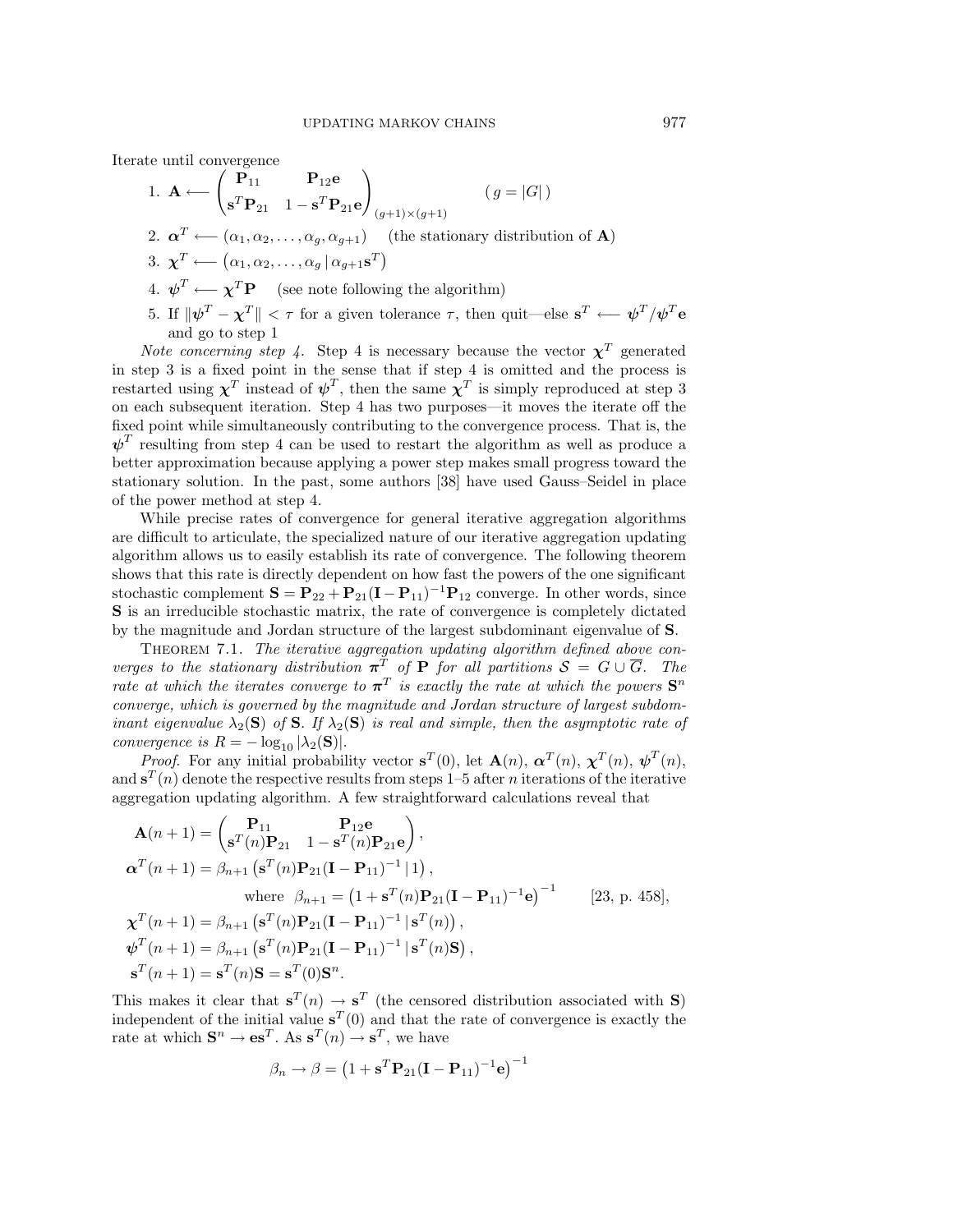Iterate until convergence

1. $\mathbf{A} \longleftarrow \begin{pmatrix} \mathbf{P}_{11} & \mathbf{P}_{12}\mathbf{e} \\ \mathbf{s}^T\mathbf{P}_{21} & 1 - \mathbf{s}^T\mathbf{P}_{21}\mathbf{e} \end{pmatrix}_{(g+1)\times(g+1)}$ $\quad ( g = |G| )$
2. $\boldsymbol{\alpha}^T \longleftarrow (\alpha_1, \alpha_2, \ldots, \alpha_g, \alpha_{g+1})$ (the stationary distribution of $\mathbf{A}$)
3. $\boldsymbol{\chi}^T \longleftarrow \left(\alpha_1, \alpha_2, \ldots, \alpha_g \,|\, \alpha_{g+1}\mathbf{s}^T\right)$
4. $\boldsymbol{\psi}^T \longleftarrow \boldsymbol{\chi}^T\mathbf{P}$ (see note following the algorithm)
5. If $\|\boldsymbol{\psi}^T - \boldsymbol{\chi}^T\| < \tau$ for a given tolerance $\tau$, then quit—else $\mathbf{s}^T \longleftarrow \boldsymbol{\psi}^T/\boldsymbol{\psi}^T\mathbf{e}$ and go to step 1

*Note concerning step 4.* Step 4 is necessary because the vector $\boldsymbol{\chi}^T$ generated in step 3 is a fixed point in the sense that if step 4 is omitted and the process is restarted using $\boldsymbol{\chi}^T$ instead of $\boldsymbol{\psi}^T$, then the same $\boldsymbol{\chi}^T$ is simply reproduced at step 3 on each subsequent iteration. Step 4 has two purposes—it moves the iterate off the fixed point while simultaneously contributing to the convergence process. That is, the $\boldsymbol{\psi}^T$ resulting from step 4 can be used to restart the algorithm as well as produce a better approximation because applying a power step makes small progress toward the stationary solution. In the past, some authors [38] have used Gauss–Seidel in place of the power method at step 4.

While precise rates of convergence for general iterative aggregation algorithms are difficult to articulate, the specialized nature of our iterative aggregation updating algorithm allows us to easily establish its rate of convergence. The following theorem shows that this rate is directly dependent on how fast the powers of the one significant stochastic complement $\mathbf{S} = \mathbf{P}_{22} + \mathbf{P}_{21}(\mathbf{I} - \mathbf{P}_{11})^{-1}\mathbf{P}_{12}$ converge. In other words, since $\mathbf{S}$ is an irreducible stochastic matrix, the rate of convergence is completely dictated by the magnitude and Jordan structure of the largest subdominant eigenvalue of $\mathbf{S}$.

Theorem 7.1. *The iterative aggregation updating algorithm defined above converges to the stationary distribution $\boldsymbol{\pi}^T$ of $\mathbf{P}$ for all partitions $\mathcal{S} = G \cup \overline{G}$. The rate at which the iterates converge to $\boldsymbol{\pi}^T$ is exactly the rate at which the powers $\mathbf{S}^n$ converge, which is governed by the magnitude and Jordan structure of largest subdominant eigenvalue $\lambda_2(\mathbf{S})$ of $\mathbf{S}$. If $\lambda_2(\mathbf{S})$ is real and simple, then the asymptotic rate of convergence is $R = -\log_{10}|\lambda_2(\mathbf{S})|$.*

*Proof.* For any initial probability vector $\mathbf{s}^T(0)$, let $\mathbf{A}(n)$, $\boldsymbol{\alpha}^T(n)$, $\boldsymbol{\chi}^T(n)$, $\boldsymbol{\psi}^T(n)$, and $\mathbf{s}^T(n)$ denote the respective results from steps 1–5 after $n$ iterations of the iterative aggregation updating algorithm. A few straightforward calculations reveal that

$$
\begin{aligned}
\mathbf{A}(n+1) &= \begin{pmatrix} \mathbf{P}_{11} & \mathbf{P}_{12}\mathbf{e} \\ \mathbf{s}^T(n)\mathbf{P}_{21} & 1 - \mathbf{s}^T(n)\mathbf{P}_{21}\mathbf{e} \end{pmatrix}, \\
\boldsymbol{\alpha}^T(n+1) &= \beta_{n+1}\left(\mathbf{s}^T(n)\mathbf{P}_{21}(\mathbf{I} - \mathbf{P}_{11})^{-1} \,|\, 1\right), \\
&\qquad \text{where } \beta_{n+1} = \left(1 + \mathbf{s}^T(n)\mathbf{P}_{21}(\mathbf{I} - \mathbf{P}_{11})^{-1}\mathbf{e}\right)^{-1} \qquad [23, \text{p. } 458], \\
\boldsymbol{\chi}^T(n+1) &= \beta_{n+1}\left(\mathbf{s}^T(n)\mathbf{P}_{21}(\mathbf{I} - \mathbf{P}_{11})^{-1} \,|\, \mathbf{s}^T(n)\right), \\
\boldsymbol{\psi}^T(n+1) &= \beta_{n+1}\left(\mathbf{s}^T(n)\mathbf{P}_{21}(\mathbf{I} - \mathbf{P}_{11})^{-1} \,|\, \mathbf{s}^T(n)\mathbf{S}\right), \\
\mathbf{s}^T(n+1) &= \mathbf{s}^T(n)\mathbf{S} = \mathbf{s}^T(0)\mathbf{S}^n.
\end{aligned}
$$

This makes it clear that $\mathbf{s}^T(n) \to \mathbf{s}^T$ (the censored distribution associated with $\mathbf{S}$) independent of the initial value $\mathbf{s}^T(0)$ and that the rate of convergence is exactly the rate at which $\mathbf{S}^n \to \mathbf{e}\mathbf{s}^T$. As $\mathbf{s}^T(n) \to \mathbf{s}^T$, we have

$$
\beta_n \to \beta = \left(1 + \mathbf{s}^T\mathbf{P}_{21}(\mathbf{I} - \mathbf{P}_{11})^{-1}\mathbf{e}\right)^{-1}
$$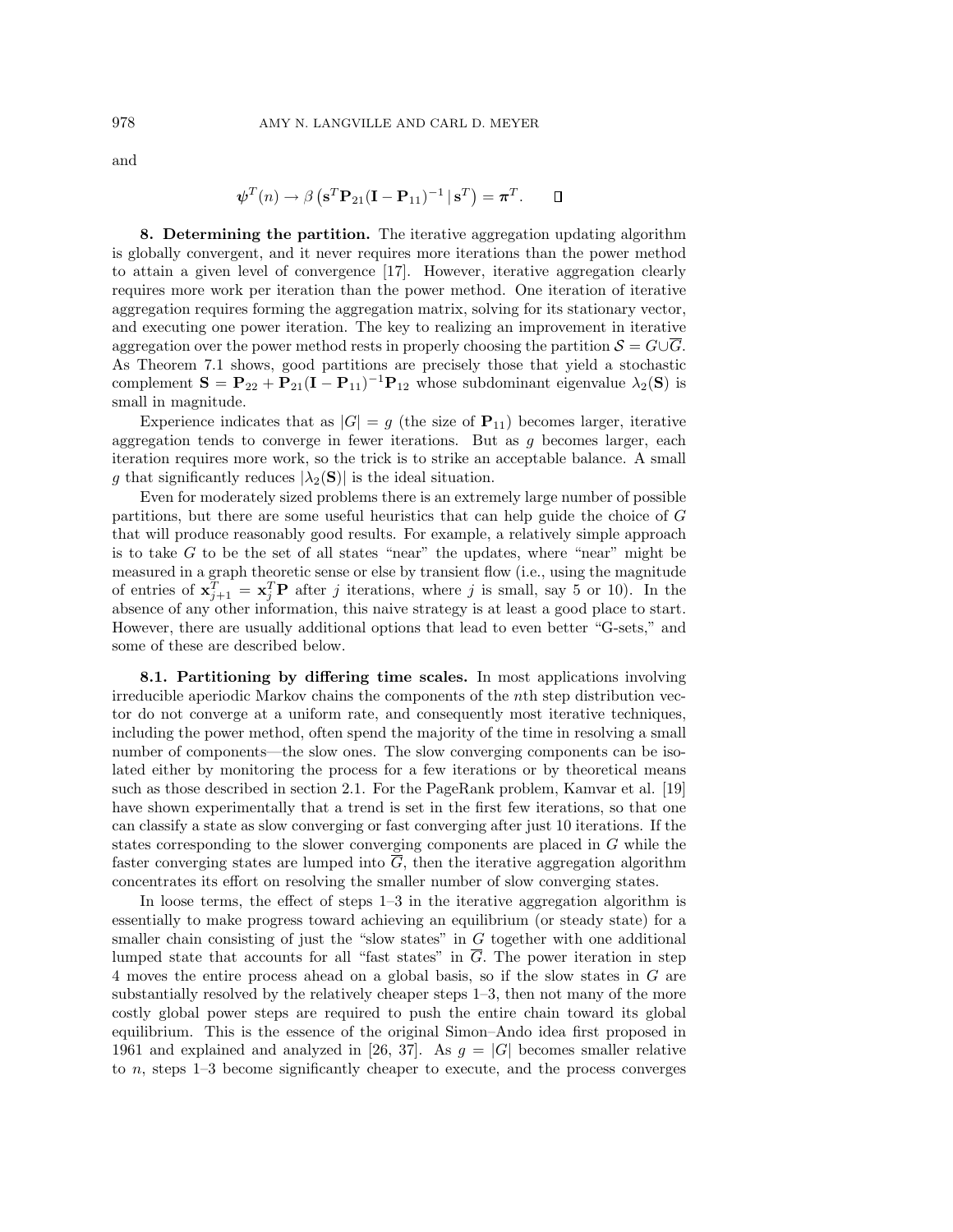and

$$\boldsymbol{\psi}^T(n) \to \beta\left(\mathbf{s}^T\mathbf{P}_{21}(\mathbf{I}-\mathbf{P}_{11})^{-1}\,|\,\mathbf{s}^T\right) = \boldsymbol{\pi}^T. \qquad \square$$

**8. Determining the partition.** The iterative aggregation updating algorithm is globally convergent, and it never requires more iterations than the power method to attain a given level of convergence [17]. However, iterative aggregation clearly requires more work per iteration than the power method. One iteration of iterative aggregation requires forming the aggregation matrix, solving for its stationary vector, and executing one power iteration. The key to realizing an improvement in iterative aggregation over the power method rests in properly choosing the partition $\mathcal{S} = G \cup \overline{G}$. As Theorem 7.1 shows, good partitions are precisely those that yield a stochastic complement $\mathbf{S} = \mathbf{P}_{22} + \mathbf{P}_{21}(\mathbf{I}-\mathbf{P}_{11})^{-1}\mathbf{P}_{12}$ whose subdominant eigenvalue $\lambda_2(\mathbf{S})$ is small in magnitude.

Experience indicates that as $|G| = g$ (the size of $\mathbf{P}_{11}$) becomes larger, iterative aggregation tends to converge in fewer iterations. But as $g$ becomes larger, each iteration requires more work, so the trick is to strike an acceptable balance. A small $g$ that significantly reduces $|\lambda_2(\mathbf{S})|$ is the ideal situation.

Even for moderately sized problems there is an extremely large number of possible partitions, but there are some useful heuristics that can help guide the choice of $G$ that will produce reasonably good results. For example, a relatively simple approach is to take $G$ to be the set of all states "near" the updates, where "near" might be measured in a graph theoretic sense or else by transient flow (i.e., using the magnitude of entries of $\mathbf{x}_{j+1}^T = \mathbf{x}_j^T\mathbf{P}$ after $j$ iterations, where $j$ is small, say 5 or 10). In the absence of any other information, this naive strategy is at least a good place to start. However, there are usually additional options that lead to even better "G-sets," and some of these are described below.

**8.1. Partitioning by differing time scales.** In most applications involving irreducible aperiodic Markov chains the components of the $n$th step distribution vector do not converge at a uniform rate, and consequently most iterative techniques, including the power method, often spend the majority of the time in resolving a small number of components—the slow ones. The slow converging components can be isolated either by monitoring the process for a few iterations or by theoretical means such as those described in section 2.1. For the PageRank problem, Kamvar et al. [19] have shown experimentally that a trend is set in the first few iterations, so that one can classify a state as slow converging or fast converging after just 10 iterations. If the states corresponding to the slower converging components are placed in $G$ while the faster converging states are lumped into $\overline{G}$, then the iterative aggregation algorithm concentrates its effort on resolving the smaller number of slow converging states.

In loose terms, the effect of steps 1–3 in the iterative aggregation algorithm is essentially to make progress toward achieving an equilibrium (or steady state) for a smaller chain consisting of just the "slow states" in $G$ together with one additional lumped state that accounts for all "fast states" in $\overline{G}$. The power iteration in step 4 moves the entire process ahead on a global basis, so if the slow states in $G$ are substantially resolved by the relatively cheaper steps 1–3, then not many of the more costly global power steps are required to push the entire chain toward its global equilibrium. This is the essence of the original Simon–Ando idea first proposed in 1961 and explained and analyzed in [26, 37]. As $g = |G|$ becomes smaller relative to $n$, steps 1–3 become significantly cheaper to execute, and the process converges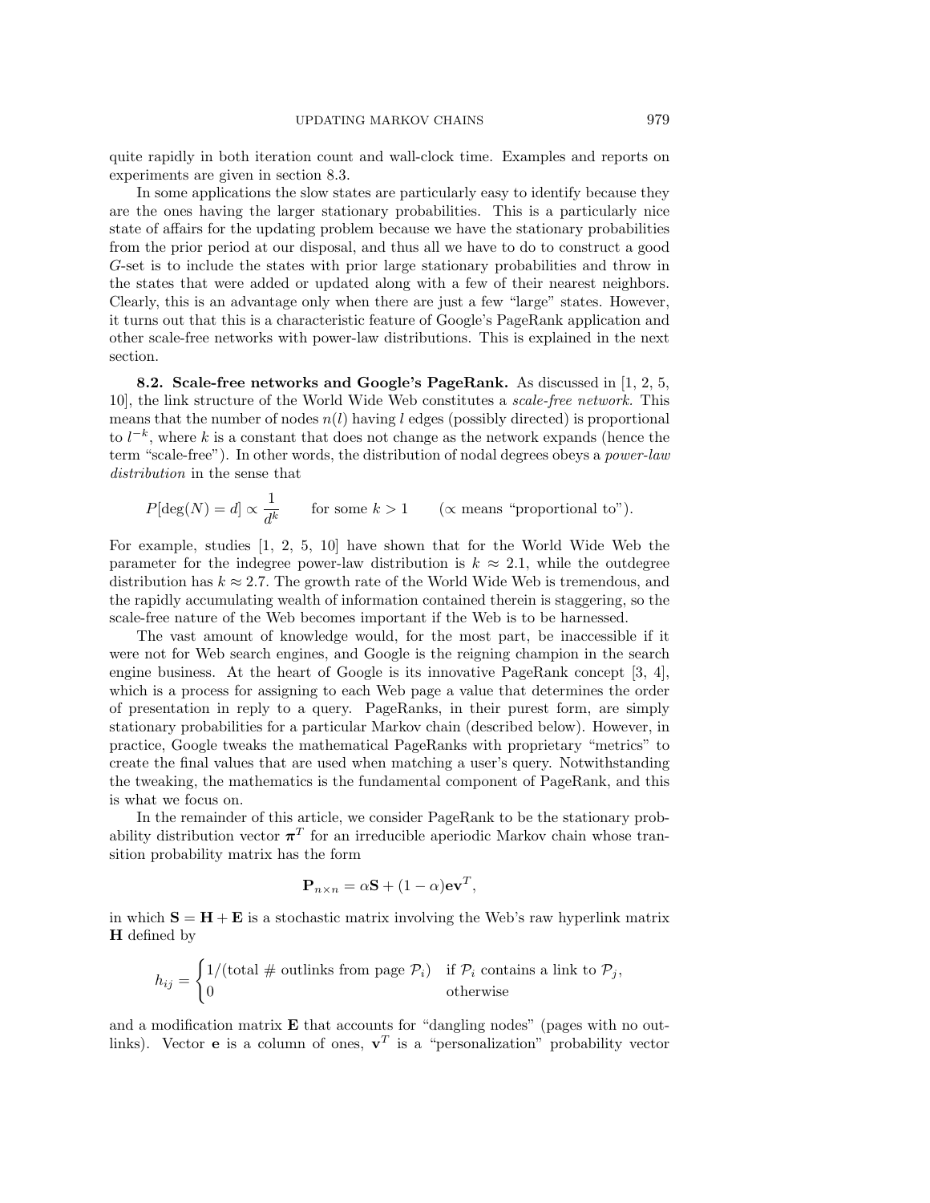quite rapidly in both iteration count and wall-clock time. Examples and reports on experiments are given in section 8.3.

In some applications the slow states are particularly easy to identify because they are the ones having the larger stationary probabilities. This is a particularly nice state of affairs for the updating problem because we have the stationary probabilities from the prior period at our disposal, and thus all we have to do to construct a good $G$-set is to include the states with prior large stationary probabilities and throw in the states that were added or updated along with a few of their nearest neighbors. Clearly, this is an advantage only when there are just a few "large" states. However, it turns out that this is a characteristic feature of Google's PageRank application and other scale-free networks with power-law distributions. This is explained in the next section.

### 8.2. Scale-free networks and Google's PageRank.

As discussed in [1, 2, 5, 10], the link structure of the World Wide Web constitutes a *scale-free network*. This means that the number of nodes $n(l)$ having $l$ edges (possibly directed) is proportional to $l^{-k}$, where $k$ is a constant that does not change as the network expands (hence the term "scale-free"). In other words, the distribution of nodal degrees obeys a *power-law distribution* in the sense that

$$P[\deg(N) = d] \propto \frac{1}{d^k} \qquad \text{for some } k > 1 \qquad (\propto \text{ means "proportional to"}).$$

For example, studies [1, 2, 5, 10] have shown that for the World Wide Web the parameter for the indegree power-law distribution is $k \approx 2.1$, while the outdegree distribution has $k \approx 2.7$. The growth rate of the World Wide Web is tremendous, and the rapidly accumulating wealth of information contained therein is staggering, so the scale-free nature of the Web becomes important if the Web is to be harnessed.

The vast amount of knowledge would, for the most part, be inaccessible if it were not for Web search engines, and Google is the reigning champion in the search engine business. At the heart of Google is its innovative PageRank concept [3, 4], which is a process for assigning to each Web page a value that determines the order of presentation in reply to a query. PageRanks, in their purest form, are simply stationary probabilities for a particular Markov chain (described below). However, in practice, Google tweaks the mathematical PageRanks with proprietary "metrics" to create the final values that are used when matching a user's query. Notwithstanding the tweaking, the mathematics is the fundamental component of PageRank, and this is what we focus on.

In the remainder of this article, we consider PageRank to be the stationary probability distribution vector $\boldsymbol{\pi}^T$ for an irreducible aperiodic Markov chain whose transition probability matrix has the form

$$\mathbf{P}_{n \times n} = \alpha \mathbf{S} + (1 - \alpha)\mathbf{e}\mathbf{v}^T,$$

in which $\mathbf{S} = \mathbf{H} + \mathbf{E}$ is a stochastic matrix involving the Web's raw hyperlink matrix $\mathbf{H}$ defined by

$$h_{ij} = \begin{cases} 1/(\text{total \# outlinks from page } \mathcal{P}_i) & \text{if } \mathcal{P}_i \text{ contains a link to } \mathcal{P}_j, \\ 0 & \text{otherwise} \end{cases}$$

and a modification matrix $\mathbf{E}$ that accounts for "dangling nodes" (pages with no outlinks). Vector $\mathbf{e}$ is a column of ones, $\mathbf{v}^T$ is a "personalization" probability vector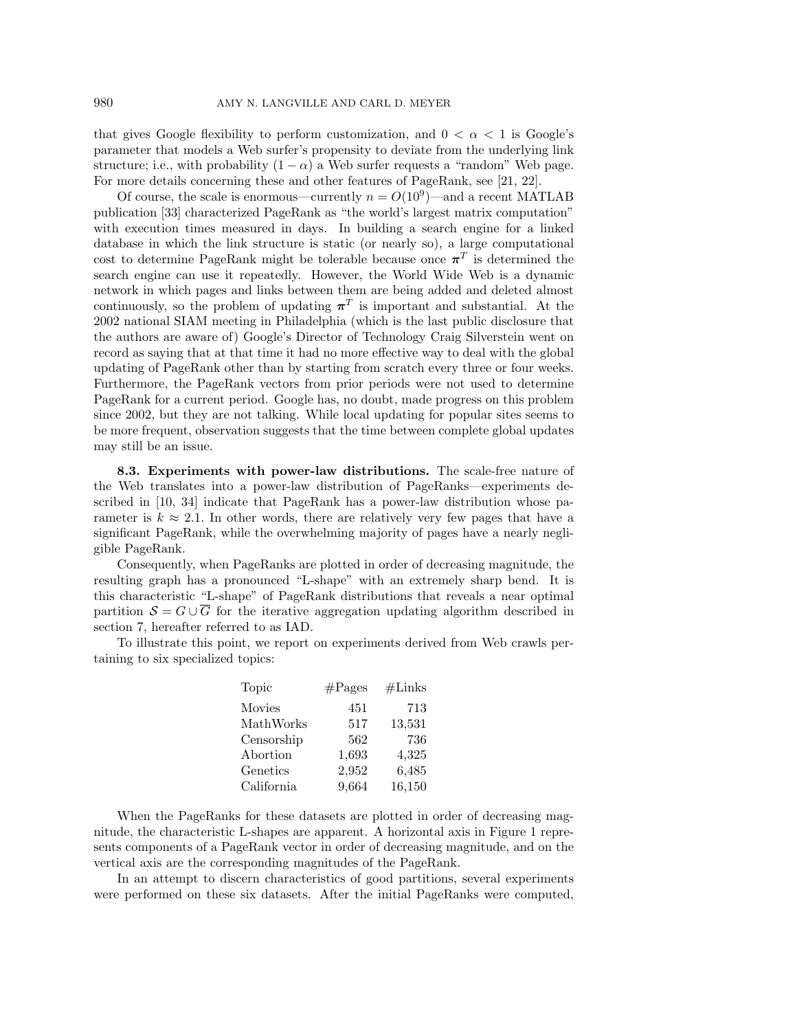that gives Google flexibility to perform customization, and $0 < \alpha < 1$ is Google's parameter that models a Web surfer's propensity to deviate from the underlying link structure; i.e., with probability $(1 - \alpha)$ a Web surfer requests a "random" Web page. For more details concerning these and other features of PageRank, see [21, 22].

Of course, the scale is enormous—currently $n = O(10^9)$—and a recent MATLAB publication [33] characterized PageRank as "the world's largest matrix computation" with execution times measured in days. In building a search engine for a linked database in which the link structure is static (or nearly so), a large computational cost to determine PageRank might be tolerable because once $\boldsymbol{\pi}^T$ is determined the search engine can use it repeatedly. However, the World Wide Web is a dynamic network in which pages and links between them are being added and deleted almost continuously, so the problem of updating $\boldsymbol{\pi}^T$ is important and substantial. At the 2002 national SIAM meeting in Philadelphia (which is the last public disclosure that the authors are aware of) Google's Director of Technology Craig Silverstein went on record as saying that at that time it had no more effective way to deal with the global updating of PageRank other than by starting from scratch every three or four weeks. Furthermore, the PageRank vectors from prior periods were not used to determine PageRank for a current period. Google has, no doubt, made progress on this problem since 2002, but they are not talking. While local updating for popular sites seems to be more frequent, observation suggests that the time between complete global updates may still be an issue.

**8.3. Experiments with power-law distributions.** The scale-free nature of the Web translates into a power-law distribution of PageRanks—experiments described in [10, 34] indicate that PageRank has a power-law distribution whose parameter is $k \approx 2.1$. In other words, there are relatively very few pages that have a significant PageRank, while the overwhelming majority of pages have a nearly negligible PageRank.

Consequently, when PageRanks are plotted in order of decreasing magnitude, the resulting graph has a pronounced "L-shape" with an extremely sharp bend. It is this characteristic "L-shape" of PageRank distributions that reveals a near optimal partition $\mathcal{S} = G \cup \overline{G}$ for the iterative aggregation updating algorithm described in section 7, hereafter referred to as IAD.

To illustrate this point, we report on experiments derived from Web crawls pertaining to six specialized topics:

| Topic | #Pages | #Links |
|---|---:|---:|
| Movies | 451 | 713 |
| MathWorks | 517 | 13,531 |
| Censorship | 562 | 736 |
| Abortion | 1,693 | 4,325 |
| Genetics | 2,952 | 6,485 |
| California | 9,664 | 16,150 |

When the PageRanks for these datasets are plotted in order of decreasing magnitude, the characteristic L-shapes are apparent. A horizontal axis in Figure 1 represents components of a PageRank vector in order of decreasing magnitude, and on the vertical axis are the corresponding magnitudes of the PageRank.

In an attempt to discern characteristics of good partitions, several experiments were performed on these six datasets. After the initial PageRanks were computed,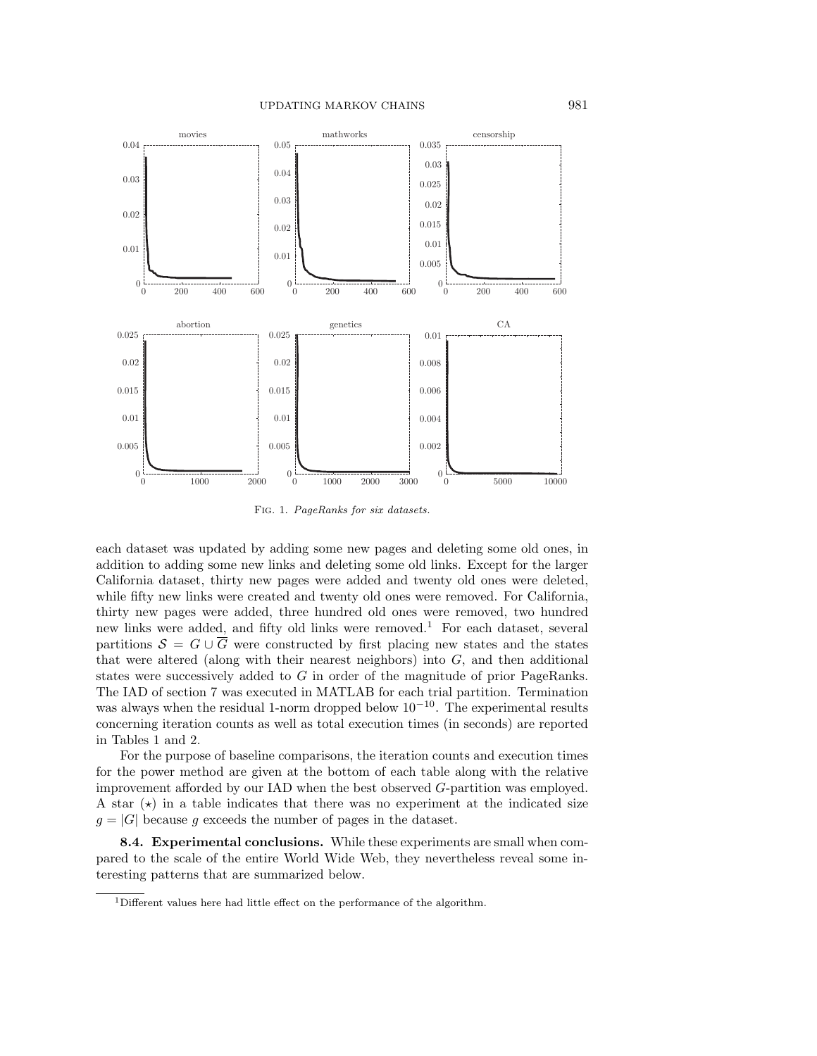Fig. 1. *PageRanks for six datasets.*

each dataset was updated by adding some new pages and deleting some old ones, in addition to adding some new links and deleting some old links. Except for the larger California dataset, thirty new pages were added and twenty old ones were deleted, while fifty new links were created and twenty old ones were removed. For California, thirty new pages were added, three hundred old ones were removed, two hundred new links were added, and fifty old links were removed.[1] For each dataset, several partitions $\mathcal{S} = G \cup \overline{G}$ were constructed by first placing new states and the states that were altered (along with their nearest neighbors) into $G$, and then additional states were successively added to $G$ in order of the magnitude of prior PageRanks. The IAD of section 7 was executed in MATLAB for each trial partition. Termination was always when the residual 1-norm dropped below $10^{-10}$. The experimental results concerning iteration counts as well as total execution times (in seconds) are reported in Tables 1 and 2.

For the purpose of baseline comparisons, the iteration counts and execution times for the power method are given at the bottom of each table along with the relative improvement afforded by our IAD when the best observed $G$-partition was employed. A star ($\star$) in a table indicates that there was no experiment at the indicated size $g = |G|$ because $g$ exceeds the number of pages in the dataset.

**8.4. Experimental conclusions.** While these experiments are small when compared to the scale of the entire World Wide Web, they nevertheless reveal some interesting patterns that are summarized below.

[1] Different values here had little effect on the performance of the algorithm.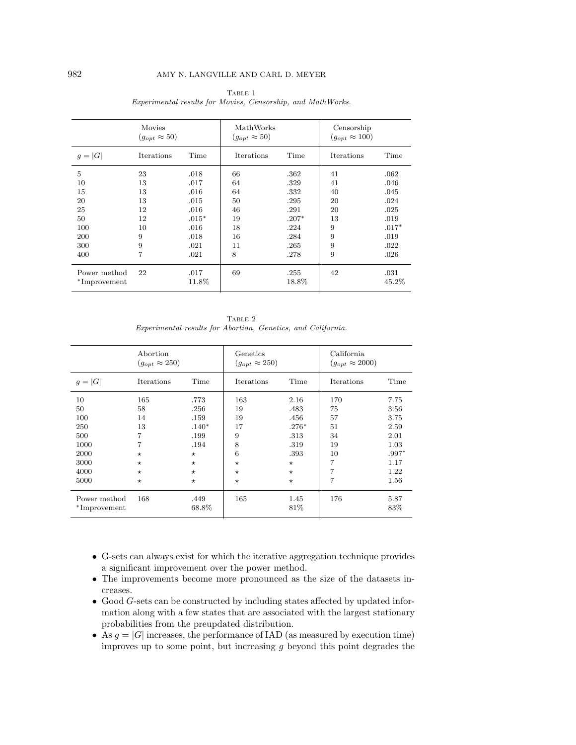Table 1
*Experimental results for Movies, Censorship, and MathWorks.*

| | Movies ($g_{opt} \approx 50$) | | MathWorks ($g_{opt} \approx 50$) | | Censorship ($g_{opt} \approx 100$) | |
|---|---|---|---|---|---|---|
| $g = \|G\|$ | Iterations | Time | Iterations | Time | Iterations | Time |
| 5 | 23 | .018 | 66 | .362 | 41 | .062 |
| 10 | 13 | .017 | 64 | .329 | 41 | .046 |
| 15 | 13 | .016 | 64 | .332 | 40 | .045 |
| 20 | 13 | .015 | 50 | .295 | 20 | .024 |
| 25 | 12 | .016 | 46 | .291 | 20 | .025 |
| 50 | 12 | .015* | 19 | .207* | 13 | .019 |
| 100 | 10 | .016 | 18 | .224 | 9 | .017* |
| 200 | 9 | .018 | 16 | .284 | 9 | .019 |
| 300 | 9 | .021 | 11 | .265 | 9 | .022 |
| 400 | 7 | .021 | 8 | .278 | 9 | .026 |
| Power method | 22 | .017 | 69 | .255 | 42 | .031 |
| *Improvement | | 11.8% | | 18.8% | | 45.2% |

Table 2
*Experimental results for Abortion, Genetics, and California.*

| | Abortion ($g_{opt} \approx 250$) | | Genetics ($g_{opt} \approx 250$) | | California ($g_{opt} \approx 2000$) | |
|---|---|---|---|---|---|---|
| $g = \|G\|$ | Iterations | Time | Iterations | Time | Iterations | Time |
| 10 | 165 | .773 | 163 | 2.16 | 170 | 7.75 |
| 50 | 58 | .256 | 19 | .483 | 75 | 3.56 |
| 100 | 14 | .159 | 19 | .456 | 57 | 3.75 |
| 250 | 13 | .140* | 17 | .276* | 51 | 2.59 |
| 500 | 7 | .199 | 9 | .313 | 34 | 2.01 |
| 1000 | 7 | .194 | 8 | .319 | 19 | 1.03 |
| 2000 | ⋆ | ⋆ | 6 | .393 | 10 | .997* |
| 3000 | ⋆ | ⋆ | ⋆ | ⋆ | 7 | 1.17 |
| 4000 | ⋆ | ⋆ | ⋆ | ⋆ | 7 | 1.22 |
| 5000 | ⋆ | ⋆ | ⋆ | ⋆ | 7 | 1.56 |
| Power method | 168 | .449 | 165 | 1.45 | 176 | 5.87 |
| *Improvement | | 68.8% | | 81% | | 83% |

- G-sets can always exist for which the iterative aggregation technique provides a significant improvement over the power method.
- The improvements become more pronounced as the size of the datasets increases.
- Good $G$-sets can be constructed by including states affected by updated information along with a few states that are associated with the largest stationary probabilities from the preupdated distribution.
- As $g = |G|$ increases, the performance of IAD (as measured by execution time) improves up to some point, but increasing $g$ beyond this point degrades the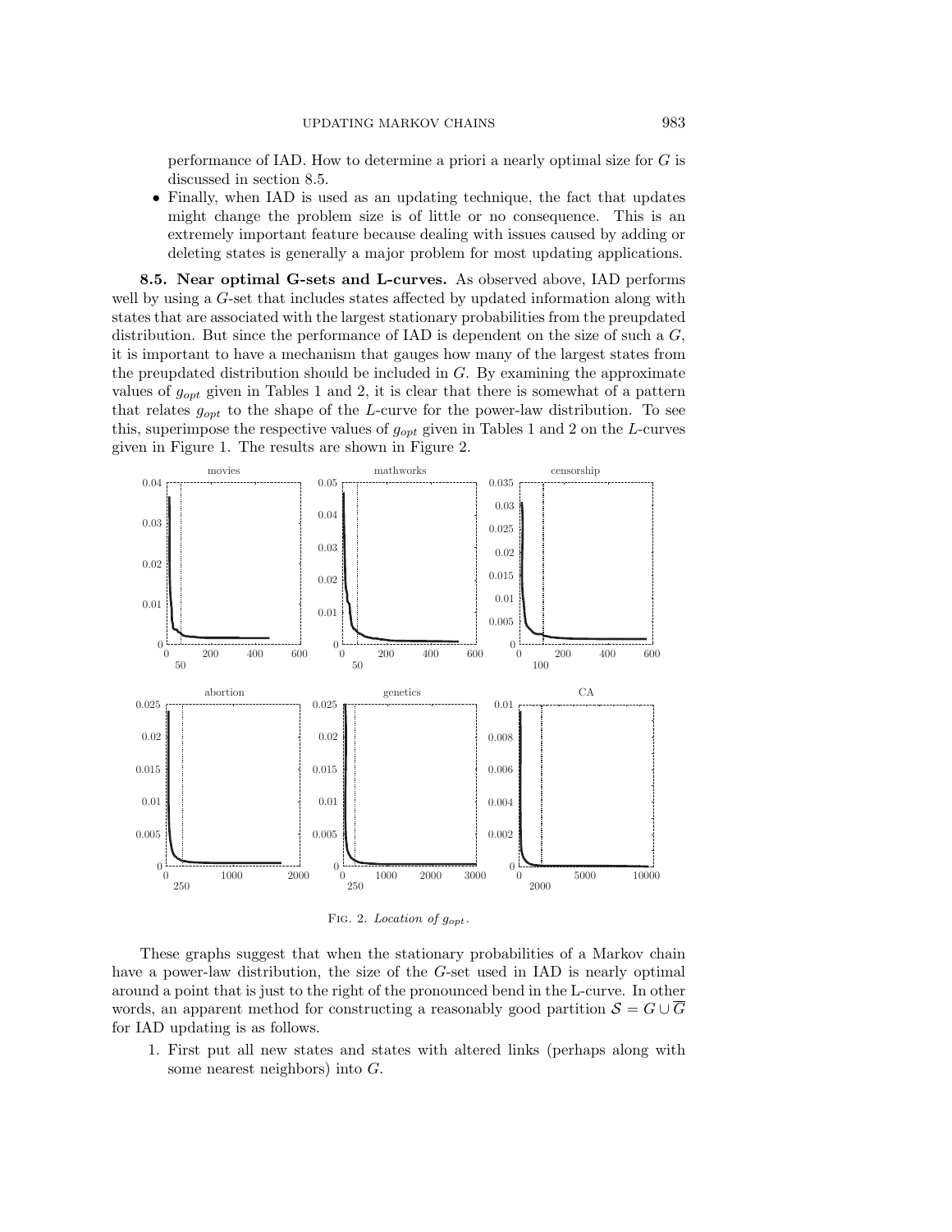performance of IAD. How to determine a priori a nearly optimal size for $G$ is discussed in section 8.5.

- Finally, when IAD is used as an updating technique, the fact that updates might change the problem size is of little or no consequence. This is an extremely important feature because dealing with issues caused by adding or deleting states is generally a major problem for most updating applications.

**8.5. Near optimal G-sets and L-curves.** As observed above, IAD performs well by using a $G$-set that includes states affected by updated information along with states that are associated with the largest stationary probabilities from the preupdated distribution. But since the performance of IAD is dependent on the size of such a $G$, it is important to have a mechanism that gauges how many of the largest states from the preupdated distribution should be included in $G$. By examining the approximate values of $g_{opt}$ given in Tables 1 and 2, it is clear that there is somewhat of a pattern that relates $g_{opt}$ to the shape of the $L$-curve for the power-law distribution. To see this, superimpose the respective values of $g_{opt}$ given in Tables 1 and 2 on the $L$-curves given in Figure 1. The results are shown in Figure 2.

Fig. 2. *Location of $g_{opt}$.*

These graphs suggest that when the stationary probabilities of a Markov chain have a power-law distribution, the size of the $G$-set used in IAD is nearly optimal around a point that is just to the right of the pronounced bend in the L-curve. In other words, an apparent method for constructing a reasonably good partition $\mathcal{S} = G \cup \overline{G}$ for IAD updating is as follows.

1. First put all new states and states with altered links (perhaps along with some nearest neighbors) into $G$.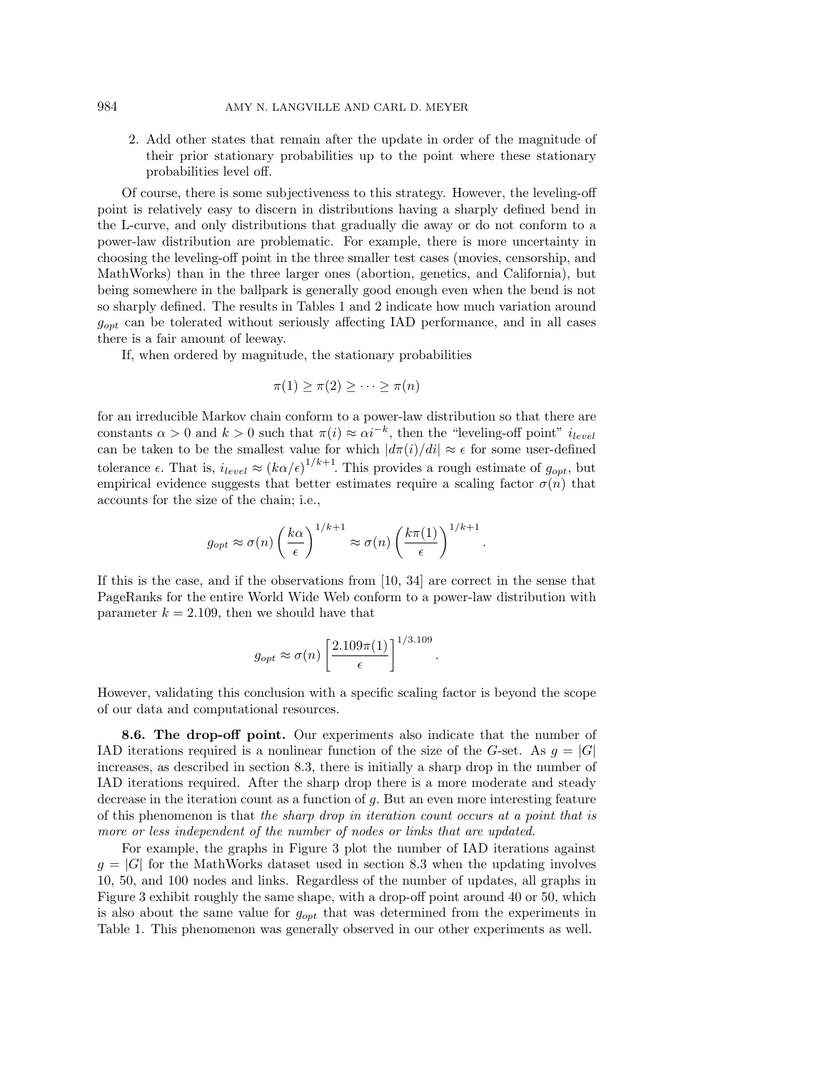2. Add other states that remain after the update in order of the magnitude of their prior stationary probabilities up to the point where these stationary probabilities level off.

Of course, there is some subjectiveness to this strategy. However, the leveling-off point is relatively easy to discern in distributions having a sharply defined bend in the L-curve, and only distributions that gradually die away or do not conform to a power-law distribution are problematic. For example, there is more uncertainty in choosing the leveling-off point in the three smaller test cases (movies, censorship, and MathWorks) than in the three larger ones (abortion, genetics, and California), but being somewhere in the ballpark is generally good enough even when the bend is not so sharply defined. The results in Tables 1 and 2 indicate how much variation around $g_{opt}$ can be tolerated without seriously affecting IAD performance, and in all cases there is a fair amount of leeway.

If, when ordered by magnitude, the stationary probabilities

$$\pi(1) \geq \pi(2) \geq \cdots \geq \pi(n)$$

for an irreducible Markov chain conform to a power-law distribution so that there are constants $\alpha > 0$ and $k > 0$ such that $\pi(i) \approx \alpha i^{-k}$, then the "leveling-off point" $i_{level}$ can be taken to be the smallest value for which $|d\pi(i)/di| \approx \epsilon$ for some user-defined tolerance $\epsilon$. That is, $i_{level} \approx (k\alpha/\epsilon)^{1/k+1}$. This provides a rough estimate of $g_{opt}$, but empirical evidence suggests that better estimates require a scaling factor $\sigma(n)$ that accounts for the size of the chain; i.e.,

$$g_{opt} \approx \sigma(n) \left(\frac{k\alpha}{\epsilon}\right)^{1/k+1} \approx \sigma(n) \left(\frac{k\pi(1)}{\epsilon}\right)^{1/k+1}.$$

If this is the case, and if the observations from [10, 34] are correct in the sense that PageRanks for the entire World Wide Web conform to a power-law distribution with parameter $k = 2.109$, then we should have that

$$g_{opt} \approx \sigma(n) \left[\frac{2.109\pi(1)}{\epsilon}\right]^{1/3.109}.$$

However, validating this conclusion with a specific scaling factor is beyond the scope of our data and computational resources.

**8.6. The drop-off point.** Our experiments also indicate that the number of IAD iterations required is a nonlinear function of the size of the $G$-set. As $g = |G|$ increases, as described in section 8.3, there is initially a sharp drop in the number of IAD iterations required. After the sharp drop there is a more moderate and steady decrease in the iteration count as a function of $g$. But an even more interesting feature of this phenomenon is that *the sharp drop in iteration count occurs at a point that is more or less independent of the number of nodes or links that are updated*.

For example, the graphs in Figure 3 plot the number of IAD iterations against $g = |G|$ for the MathWorks dataset used in section 8.3 when the updating involves 10, 50, and 100 nodes and links. Regardless of the number of updates, all graphs in Figure 3 exhibit roughly the same shape, with a drop-off point around 40 or 50, which is also about the same value for $g_{opt}$ that was determined from the experiments in Table 1. This phenomenon was generally observed in our other experiments as well.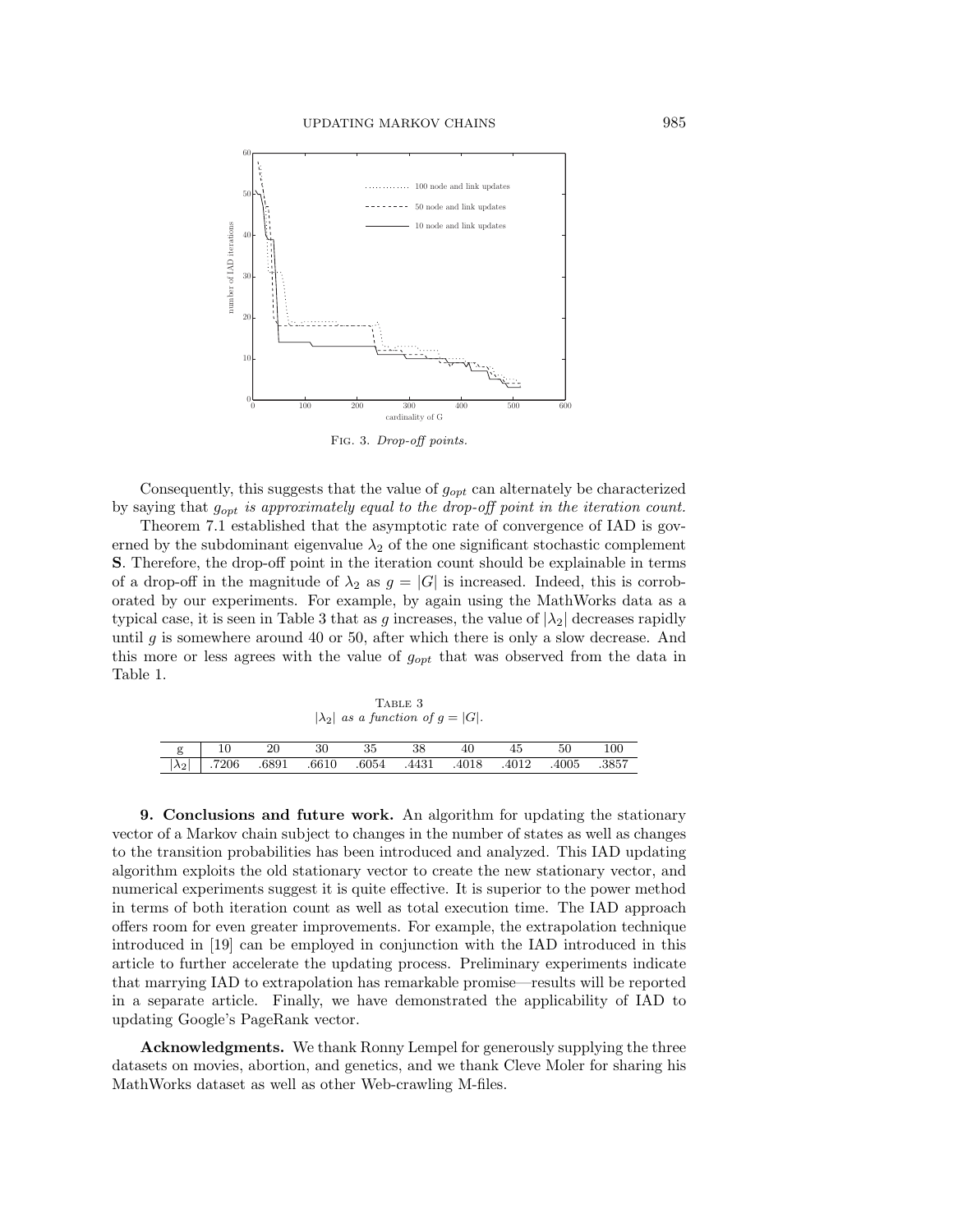Fig. 3. *Drop-off points.*

Consequently, this suggests that the value of $g_{opt}$ can alternately be characterized by saying that *$g_{opt}$ is approximately equal to the drop-off point in the iteration count.*

Theorem 7.1 established that the asymptotic rate of convergence of IAD is governed by the subdominant eigenvalue $\lambda_2$ of the one significant stochastic complement $\mathbf{S}$. Therefore, the drop-off point in the iteration count should be explainable in terms of a drop-off in the magnitude of $\lambda_2$ as $g = |G|$ is increased. Indeed, this is corroborated by our experiments. For example, by again using the MathWorks data as a typical case, it is seen in Table 3 that as $g$ increases, the value of $|\lambda_2|$ decreases rapidly until $g$ is somewhere around 40 or 50, after which there is only a slow decrease. And this more or less agrees with the value of $g_{opt}$ that was observed from the data in Table 1.

Table 3
*$|\lambda_2|$ as a function of $g = |G|$.*

| g | 10 | 20 | 30 | 35 | 38 | 40 | 45 | 50 | 100 |
|---|---|---|---|---|---|---|---|---|---|
| $\lvert\lambda_2\rvert$ | .7206 | .6891 | .6610 | .6054 | .4431 | .4018 | .4012 | .4005 | .3857 |

**9. Conclusions and future work.** An algorithm for updating the stationary vector of a Markov chain subject to changes in the number of states as well as changes to the transition probabilities has been introduced and analyzed. This IAD updating algorithm exploits the old stationary vector to create the new stationary vector, and numerical experiments suggest it is quite effective. It is superior to the power method in terms of both iteration count as well as total execution time. The IAD approach offers room for even greater improvements. For example, the extrapolation technique introduced in [19] can be employed in conjunction with the IAD introduced in this article to further accelerate the updating process. Preliminary experiments indicate that marrying IAD to extrapolation has remarkable promise—results will be reported in a separate article. Finally, we have demonstrated the applicability of IAD to updating Google's PageRank vector.

**Acknowledgments.** We thank Ronny Lempel for generously supplying the three datasets on movies, abortion, and genetics, and we thank Cleve Moler for sharing his MathWorks dataset as well as other Web-crawling M-files.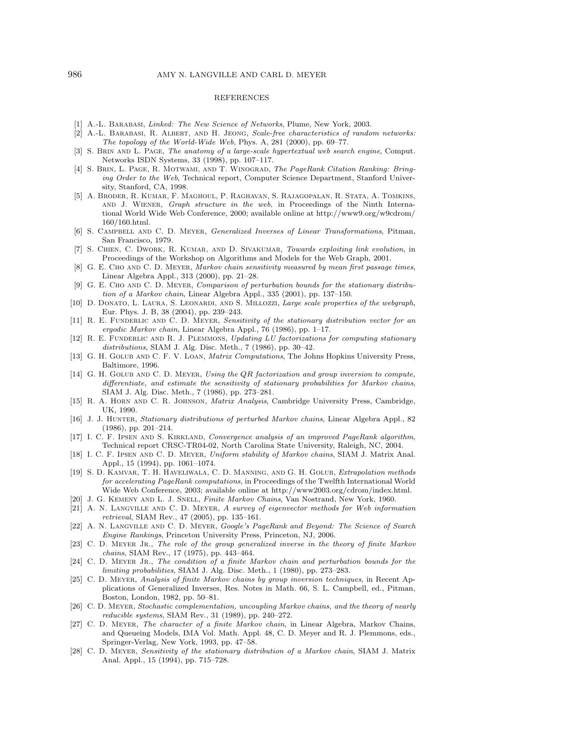## REFERENCES

[1] A.-L. Barabasi, *Linked: The New Science of Networks*, Plume, New York, 2003.

[2] A.-L. Barabasi, R. Albert, and H. Jeong, *Scale-free characteristics of random networks: The topology of the World-Wide Web*, Phys. A, 281 (2000), pp. 69–77.

[3] S. Brin and L. Page, *The anatomy of a large-scale hypertextual web search engine*, Comput. Networks ISDN Systems, 33 (1998), pp. 107–117.

[4] S. Brin, L. Page, R. Motwami, and T. Winograd, *The PageRank Citation Ranking: Bringing Order to the Web*, Technical report, Computer Science Department, Stanford University, Stanford, CA, 1998.

[5] A. Broder, R. Kumar, F. Maghoul, P. Raghavan, S. Rajagopalan, R. Stata, A. Tomkins, and J. Wiener, *Graph structure in the web*, in Proceedings of the Ninth International World Wide Web Conference, 2000; available online at http://www9.org/w9cdrom/160/160.html.

[6] S. Campbell and C. D. Meyer, *Generalized Inverses of Linear Transformations*, Pitman, San Francisco, 1979.

[7] S. Chien, C. Dwork, R. Kumar, and D. Sivakumar, *Towards exploiting link evolution*, in Proceedings of the Workshop on Algorithms and Models for the Web Graph, 2001.

[8] G. E. Cho and C. D. Meyer, *Markov chain sensitivity measured by mean first passage times*, Linear Algebra Appl., 313 (2000), pp. 21–28.

[9] G. E. Cho and C. D. Meyer, *Comparison of perturbation bounds for the stationary distribution of a Markov chain*, Linear Algebra Appl., 335 (2001), pp. 137–150.

[10] D. Donato, L. Laura, S. Leonardi, and S. Millozzi, *Large scale properties of the webgraph*, Eur. Phys. J. B, 38 (2004), pp. 239–243.

[11] R. E. Funderlic and C. D. Meyer, *Sensitivity of the stationary distribution vector for an ergodic Markov chain*, Linear Algebra Appl., 76 (1986), pp. 1–17.

[12] R. E. Funderlic and R. J. Plemmons, *Updating LU factorizations for computing stationary distributions*, SIAM J. Alg. Disc. Meth., 7 (1986), pp. 30–42.

[13] G. H. Golub and C. F. V. Loan, *Matrix Computations*, The Johns Hopkins University Press, Baltimore, 1996.

[14] G. H. Golub and C. D. Meyer, *Using the QR factorization and group inversion to compute, differentiate, and estimate the sensitivity of stationary probabilities for Markov chains*, SIAM J. Alg. Disc. Meth., 7 (1986), pp. 273–281.

[15] R. A. Horn and C. R. Johnson, *Matrix Analysis*, Cambridge University Press, Cambridge, UK, 1990.

[16] J. J. Hunter, *Stationary distributions of perturbed Markov chains*, Linear Algebra Appl., 82 (1986), pp. 201–214.

[17] I. C. F. Ipsen and S. Kirkland, *Convergence analysis of an improved PageRank algorithm*, Technical report CRSC-TR04-02, North Carolina State University, Raleigh, NC, 2004.

[18] I. C. F. Ipsen and C. D. Meyer, *Uniform stability of Markov chains*, SIAM J. Matrix Anal. Appl., 15 (1994), pp. 1061–1074.

[19] S. D. Kamvar, T. H. Haveliwala, C. D. Manning, and G. H. Golub, *Extrapolation methods for accelerating PageRank computations*, in Proceedings of the Twelfth International World Wide Web Conference, 2003; available online at http://www2003.org/cdrom/index.html.

[20] J. G. Kemeny and L. J. Snell, *Finite Markov Chains*, Van Nostrand, New York, 1960.

[21] A. N. Langville and C. D. Meyer, *A survey of eigenvector methods for Web information retrieval*, SIAM Rev., 47 (2005), pp. 135–161.

[22] A. N. Langville and C. D. Meyer, *Google's PageRank and Beyond: The Science of Search Engine Rankings*, Princeton University Press, Princeton, NJ, 2006.

[23] C. D. Meyer Jr., *The role of the group generalized inverse in the theory of finite Markov chains*, SIAM Rev., 17 (1975), pp. 443–464.

[24] C. D. Meyer Jr., *The condition of a finite Markov chain and perturbation bounds for the limiting probabilities*, SIAM J. Alg. Disc. Meth., 1 (1980), pp. 273–283.

[25] C. D. Meyer, *Analysis of finite Markov chains by group inversion techniques*, in Recent Applications of Generalized Inverses, Res. Notes in Math. 66, S. L. Campbell, ed., Pitman, Boston, London, 1982, pp. 50–81.

[26] C. D. Meyer, *Stochastic complementation, uncoupling Markov chains, and the theory of nearly reducible systems*, SIAM Rev., 31 (1989), pp. 240–272.

[27] C. D. Meyer, *The character of a finite Markov chain*, in Linear Algebra, Markov Chains, and Queueing Models, IMA Vol. Math. Appl. 48, C. D. Meyer and R. J. Plemmons, eds., Springer-Verlag, New York, 1993, pp. 47–58.

[28] C. D. Meyer, *Sensitivity of the stationary distribution of a Markov chain*, SIAM J. Matrix Anal. Appl., 15 (1994), pp. 715–728.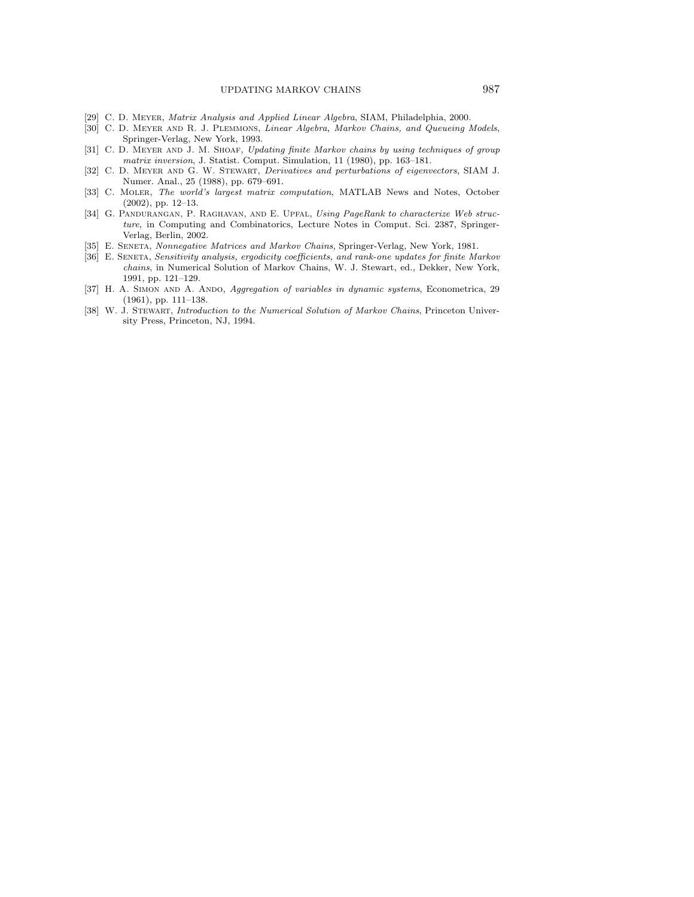[29] C. D. Meyer, *Matrix Analysis and Applied Linear Algebra*, SIAM, Philadelphia, 2000.

[30] C. D. Meyer and R. J. Plemmons, *Linear Algebra, Markov Chains, and Queueing Models*, Springer-Verlag, New York, 1993.

[31] C. D. Meyer and J. M. Shoaf, *Updating finite Markov chains by using techniques of group matrix inversion*, J. Statist. Comput. Simulation, 11 (1980), pp. 163–181.

[32] C. D. Meyer and G. W. Stewart, *Derivatives and perturbations of eigenvectors*, SIAM J. Numer. Anal., 25 (1988), pp. 679–691.

[33] C. Moler, *The world's largest matrix computation*, MATLAB News and Notes, October (2002), pp. 12–13.

[34] G. Pandurangan, P. Raghavan, and E. Upfal, *Using PageRank to characterize Web structure*, in Computing and Combinatorics, Lecture Notes in Comput. Sci. 2387, Springer-Verlag, Berlin, 2002.

[35] E. Seneta, *Nonnegative Matrices and Markov Chains*, Springer-Verlag, New York, 1981.

[36] E. Seneta, *Sensitivity analysis, ergodicity coefficients, and rank-one updates for finite Markov chains*, in Numerical Solution of Markov Chains, W. J. Stewart, ed., Dekker, New York, 1991, pp. 121–129.

[37] H. A. Simon and A. Ando, *Aggregation of variables in dynamic systems*, Econometrica, 29 (1961), pp. 111–138.

[38] W. J. Stewart, *Introduction to the Numerical Solution of Markov Chains*, Princeton University Press, Princeton, NJ, 1994.